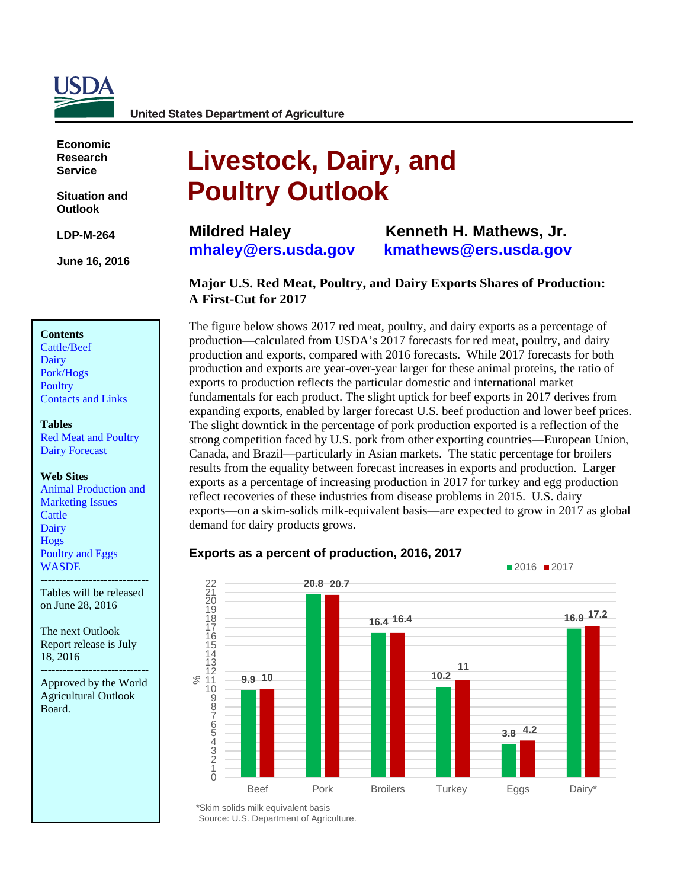USDA

United States Department of Agriculture

**Economic Research Service**

**Situation and Outlook**

**LDP-M-264**

**June 16, 2016**

# Livestock, Dairy, and Poultry Outlook

**Mildred Haley**
**mhaley@ers.usda.gov**

**Kenneth H. Mathews, Jr.**
**kmathews@ers.usda.gov**

**Contents**
Cattle/Beef
Dairy
Pork/Hogs
Poultry
Contacts and Links

**Tables**
Red Meat and Poultry
Dairy Forecast

**Web Sites**
Animal Production and Marketing Issues
Cattle
Dairy
Hogs
Poultry and Eggs
WASDE

-----------------------------

Tables will be released on June 28, 2016

The next Outlook Report release is July 18, 2016

-----------------------------

Approved by the World Agricultural Outlook Board.

## Major U.S. Red Meat, Poultry, and Dairy Exports Shares of Production: A First-Cut for 2017

The figure below shows 2017 red meat, poultry, and dairy exports as a percentage of production—calculated from USDA's 2017 forecasts for red meat, poultry, and dairy production and exports, compared with 2016 forecasts. While 2017 forecasts for both production and exports are year-over-year larger for these animal proteins, the ratio of exports to production reflects the particular domestic and international market fundamentals for each product. The slight uptick for beef exports in 2017 derives from expanding exports, enabled by larger forecast U.S. beef production and lower beef prices. The slight downtick in the percentage of pork production exported is a reflection of the strong competition faced by U.S. pork from other exporting countries—European Union, Canada, and Brazil—particularly in Asian markets. The static percentage for broilers results from the equality between forecast increases in exports and production. Larger exports as a percentage of increasing production in 2017 for turkey and egg production reflect recoveries of these industries from disease problems in 2015. U.S. dairy exports—on a skim-solids milk-equivalent basis—are expected to grow in 2017 as global demand for dairy products grows.

**Exports as a percent of production, 2016, 2017**

| % | 2016 | 2017 |
|---|---|---|
| Beef | 9.9 | 10 |
| Pork | 20.8 | 20.7 |
| Broilers | 16.4 | 16.4 |
| Turkey | 10.2 | 11 |
| Eggs | 3.8 | 4.2 |
| Dairy* | 16.9 | 17.2 |

*Skim solids milk equivalent basis
Source: U.S. Department of Agriculture.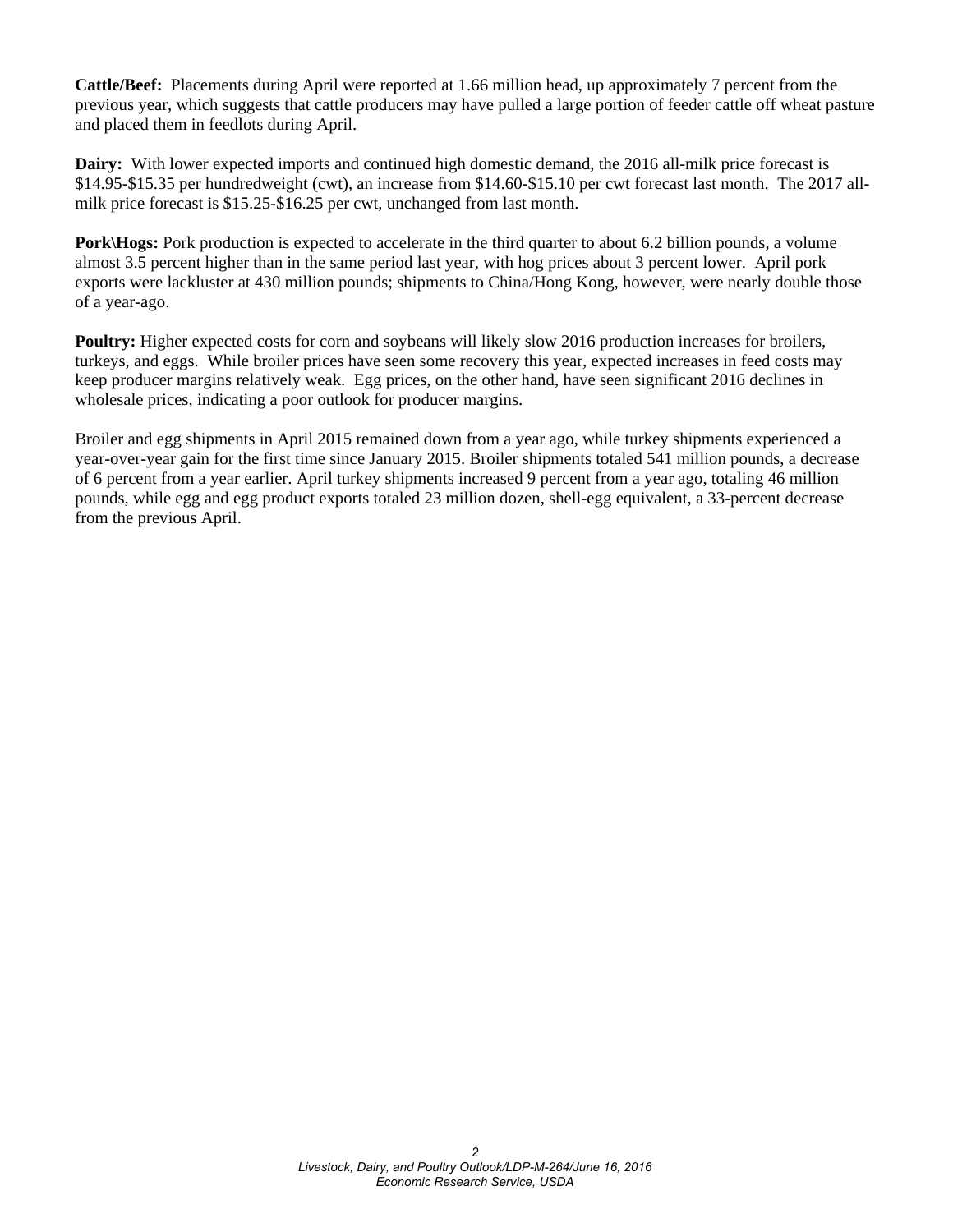**Cattle/Beef:** Placements during April were reported at 1.66 million head, up approximately 7 percent from the previous year, which suggests that cattle producers may have pulled a large portion of feeder cattle off wheat pasture and placed them in feedlots during April.

**Dairy:** With lower expected imports and continued high domestic demand, the 2016 all-milk price forecast is $14.95-$15.35 per hundredweight (cwt), an increase from $14.60-$15.10 per cwt forecast last month. The 2017 all-milk price forecast is $15.25-$16.25 per cwt, unchanged from last month.

**Pork\Hogs:** Pork production is expected to accelerate in the third quarter to about 6.2 billion pounds, a volume almost 3.5 percent higher than in the same period last year, with hog prices about 3 percent lower. April pork exports were lackluster at 430 million pounds; shipments to China/Hong Kong, however, were nearly double those of a year-ago.

**Poultry:** Higher expected costs for corn and soybeans will likely slow 2016 production increases for broilers, turkeys, and eggs. While broiler prices have seen some recovery this year, expected increases in feed costs may keep producer margins relatively weak. Egg prices, on the other hand, have seen significant 2016 declines in wholesale prices, indicating a poor outlook for producer margins.

Broiler and egg shipments in April 2015 remained down from a year ago, while turkey shipments experienced a year-over-year gain for the first time since January 2015. Broiler shipments totaled 541 million pounds, a decrease of 6 percent from a year earlier. April turkey shipments increased 9 percent from a year ago, totaling 46 million pounds, while egg and egg product exports totaled 23 million dozen, shell-egg equivalent, a 33-percent decrease from the previous April.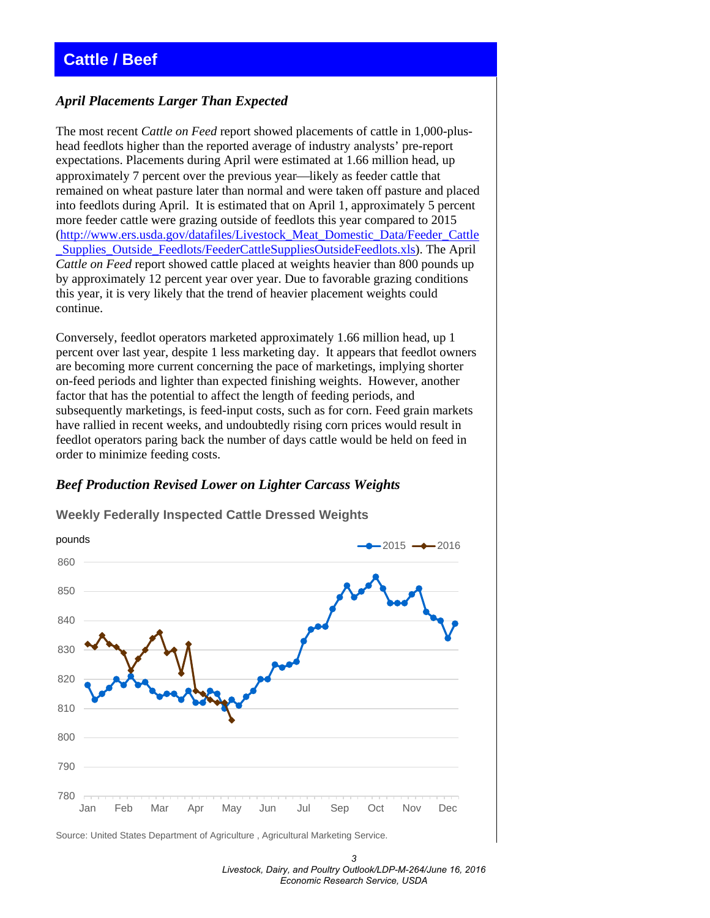# Cattle / Beef

## *April Placements Larger Than Expected*

The most recent *Cattle on Feed* report showed placements of cattle in 1,000-plus-head feedlots higher than the reported average of industry analysts' pre-report expectations. Placements during April were estimated at 1.66 million head, up approximately 7 percent over the previous year—likely as feeder cattle that remained on wheat pasture later than normal and were taken off pasture and placed into feedlots during April. It is estimated that on April 1, approximately 5 percent more feeder cattle were grazing outside of feedlots this year compared to 2015 (http://www.ers.usda.gov/datafiles/Livestock_Meat_Domestic_Data/Feeder_Cattle_Supplies_Outside_Feedlots/FeederCattleSuppliesOutsideFeedlots.xls). The April *Cattle on Feed* report showed cattle placed at weights heavier than 800 pounds up by approximately 12 percent year over year. Due to favorable grazing conditions this year, it is very likely that the trend of heavier placement weights could continue.

Conversely, feedlot operators marketed approximately 1.66 million head, up 1 percent over last year, despite 1 less marketing day. It appears that feedlot owners are becoming more current concerning the pace of marketings, implying shorter on-feed periods and lighter than expected finishing weights. However, another factor that has the potential to affect the length of feeding periods, and subsequently marketings, is feed-input costs, such as for corn. Feed grain markets have rallied in recent weeks, and undoubtedly rising corn prices would result in feedlot operators paring back the number of days cattle would be held on feed in order to minimize feeding costs.

## *Beef Production Revised Lower on Lighter Carcass Weights*

**Weekly Federally Inspected Cattle Dressed Weights**

Source: United States Department of Agriculture , Agricultural Marketing Service.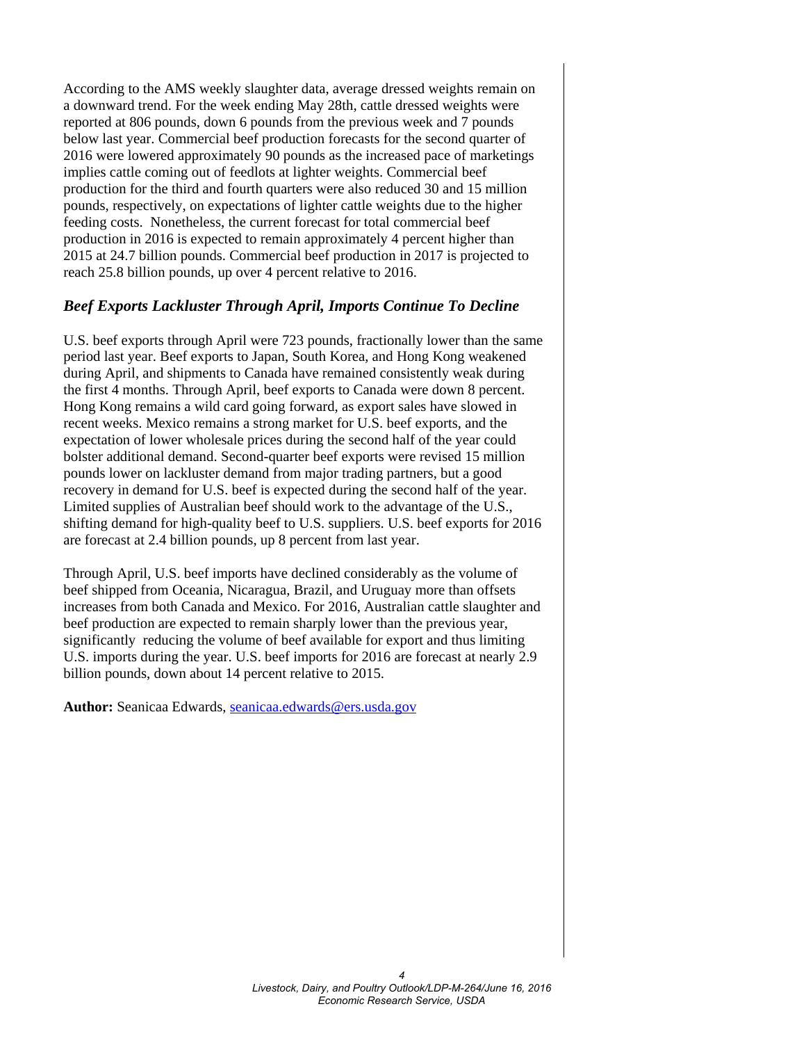According to the AMS weekly slaughter data, average dressed weights remain on a downward trend. For the week ending May 28th, cattle dressed weights were reported at 806 pounds, down 6 pounds from the previous week and 7 pounds below last year. Commercial beef production forecasts for the second quarter of 2016 were lowered approximately 90 pounds as the increased pace of marketings implies cattle coming out of feedlots at lighter weights. Commercial beef production for the third and fourth quarters were also reduced 30 and 15 million pounds, respectively, on expectations of lighter cattle weights due to the higher feeding costs. Nonetheless, the current forecast for total commercial beef production in 2016 is expected to remain approximately 4 percent higher than 2015 at 24.7 billion pounds. Commercial beef production in 2017 is projected to reach 25.8 billion pounds, up over 4 percent relative to 2016.

### *Beef Exports Lackluster Through April, Imports Continue To Decline*

U.S. beef exports through April were 723 pounds, fractionally lower than the same period last year. Beef exports to Japan, South Korea, and Hong Kong weakened during April, and shipments to Canada have remained consistently weak during the first 4 months. Through April, beef exports to Canada were down 8 percent. Hong Kong remains a wild card going forward, as export sales have slowed in recent weeks. Mexico remains a strong market for U.S. beef exports, and the expectation of lower wholesale prices during the second half of the year could bolster additional demand. Second-quarter beef exports were revised 15 million pounds lower on lackluster demand from major trading partners, but a good recovery in demand for U.S. beef is expected during the second half of the year. Limited supplies of Australian beef should work to the advantage of the U.S., shifting demand for high-quality beef to U.S. suppliers. U.S. beef exports for 2016 are forecast at 2.4 billion pounds, up 8 percent from last year.

Through April, U.S. beef imports have declined considerably as the volume of beef shipped from Oceania, Nicaragua, Brazil, and Uruguay more than offsets increases from both Canada and Mexico. For 2016, Australian cattle slaughter and beef production are expected to remain sharply lower than the previous year, significantly reducing the volume of beef available for export and thus limiting U.S. imports during the year. U.S. beef imports for 2016 are forecast at nearly 2.9 billion pounds, down about 14 percent relative to 2015.

**Author:** Seanicaa Edwards, seanicaa.edwards@ers.usda.gov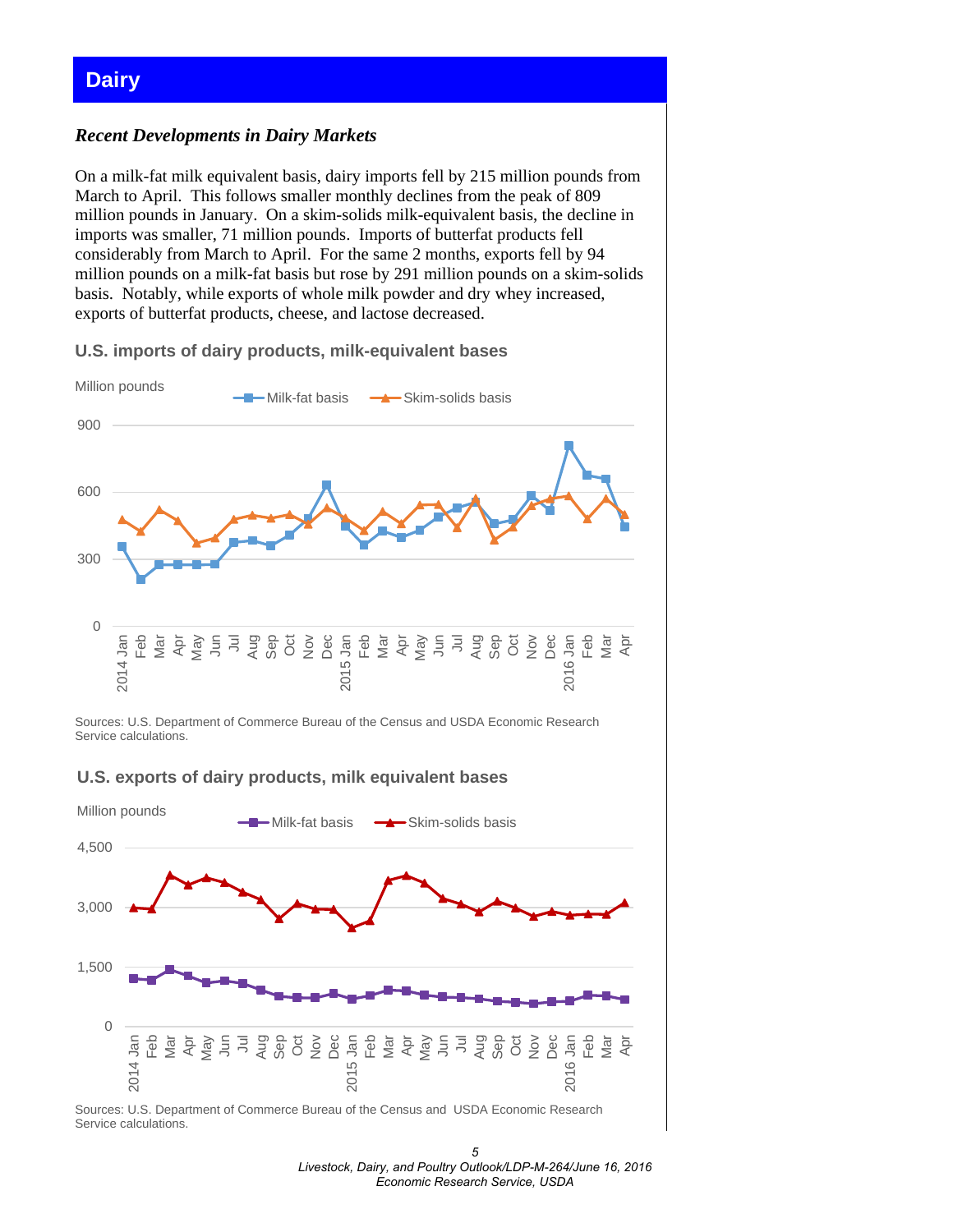# Dairy

## *Recent Developments in Dairy Markets*

On a milk-fat milk equivalent basis, dairy imports fell by 215 million pounds from March to April. This follows smaller monthly declines from the peak of 809 million pounds in January. On a skim-solids milk-equivalent basis, the decline in imports was smaller, 71 million pounds. Imports of butterfat products fell considerably from March to April. For the same 2 months, exports fell by 94 million pounds on a milk-fat basis but rose by 291 million pounds on a skim-solids basis. Notably, while exports of whole milk powder and dry whey increased, exports of butterfat products, cheese, and lactose decreased.

### U.S. imports of dairy products, milk-equivalent bases

Sources: U.S. Department of Commerce Bureau of the Census and USDA Economic Research Service calculations.

### U.S. exports of dairy products, milk equivalent bases

Sources: U.S. Department of Commerce Bureau of the Census and USDA Economic Research Service calculations.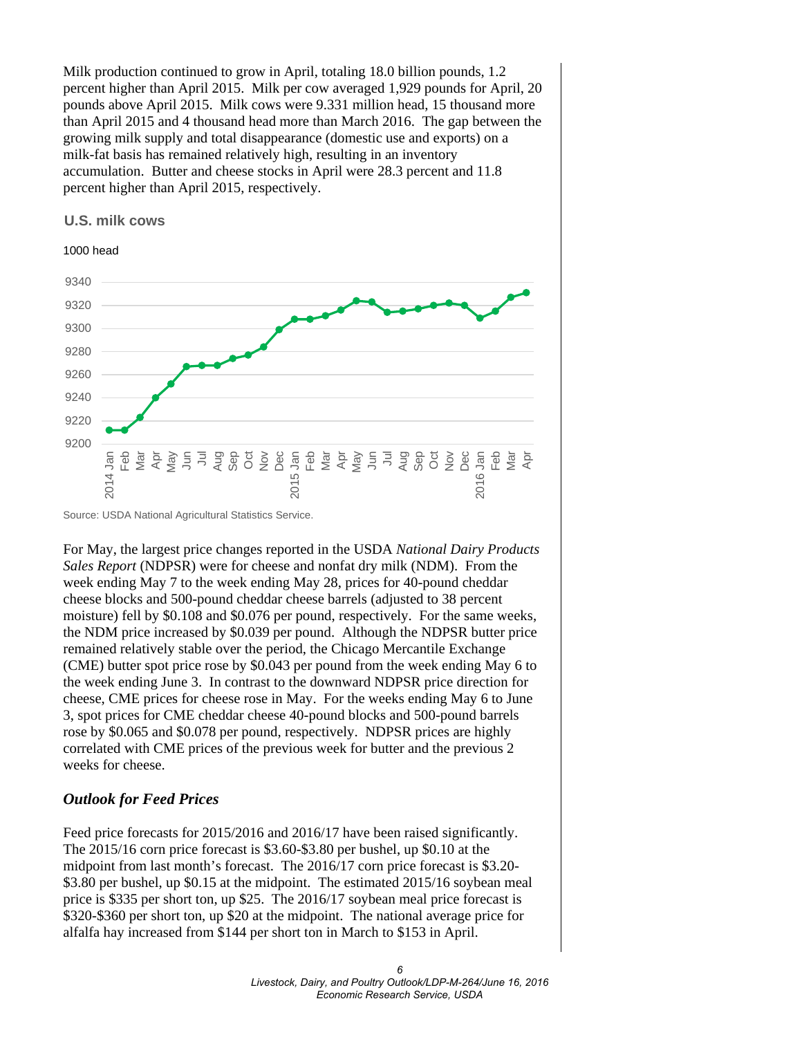Milk production continued to grow in April, totaling 18.0 billion pounds, 1.2 percent higher than April 2015. Milk per cow averaged 1,929 pounds for April, 20 pounds above April 2015. Milk cows were 9.331 million head, 15 thousand more than April 2015 and 4 thousand head more than March 2016. The gap between the growing milk supply and total disappearance (domestic use and exports) on a milk-fat basis has remained relatively high, resulting in an inventory accumulation. Butter and cheese stocks in April were 28.3 percent and 11.8 percent higher than April 2015, respectively.

**U.S. milk cows**

1000 head

Source: USDA National Agricultural Statistics Service.

For May, the largest price changes reported in the USDA *National Dairy Products Sales Report* (NDPSR) were for cheese and nonfat dry milk (NDM). From the week ending May 7 to the week ending May 28, prices for 40-pound cheddar cheese blocks and 500-pound cheddar cheese barrels (adjusted to 38 percent moisture) fell by $0.108 and $0.076 per pound, respectively. For the same weeks, the NDM price increased by $0.039 per pound. Although the NDPSR butter price remained relatively stable over the period, the Chicago Mercantile Exchange (CME) butter spot price rose by $0.043 per pound from the week ending May 6 to the week ending June 3. In contrast to the downward NDPSR price direction for cheese, CME prices for cheese rose in May. For the weeks ending May 6 to June 3, spot prices for CME cheddar cheese 40-pound blocks and 500-pound barrels rose by $0.065 and $0.078 per pound, respectively. NDPSR prices are highly correlated with CME prices of the previous week for butter and the previous 2 weeks for cheese.

## *Outlook for Feed Prices*

Feed price forecasts for 2015/2016 and 2016/17 have been raised significantly. The 2015/16 corn price forecast is $3.60-$3.80 per bushel, up $0.10 at the midpoint from last month's forecast. The 2016/17 corn price forecast is $3.20-$3.80 per bushel, up $0.15 at the midpoint. The estimated 2015/16 soybean meal price is $335 per short ton, up $25. The 2016/17 soybean meal price forecast is $320-$360 per short ton, up $20 at the midpoint. The national average price for alfalfa hay increased from $144 per short ton in March to $153 in April.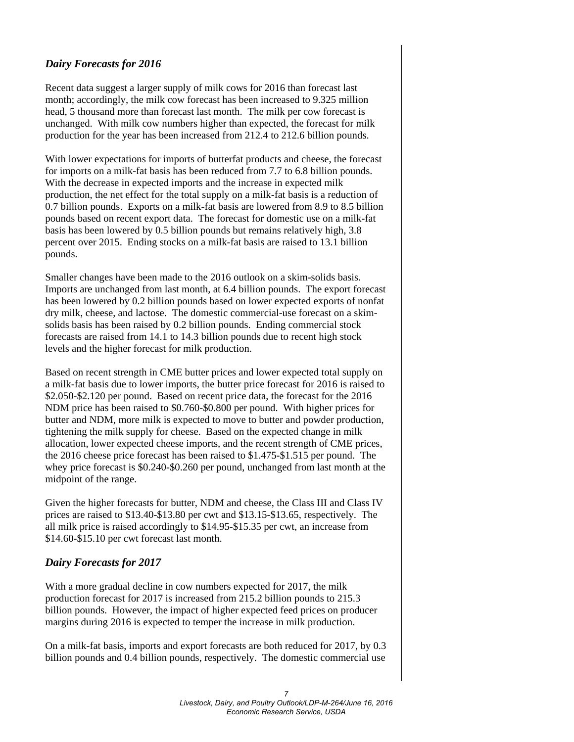## *Dairy Forecasts for 2016*

Recent data suggest a larger supply of milk cows for 2016 than forecast last month; accordingly, the milk cow forecast has been increased to 9.325 million head, 5 thousand more than forecast last month. The milk per cow forecast is unchanged. With milk cow numbers higher than expected, the forecast for milk production for the year has been increased from 212.4 to 212.6 billion pounds.

With lower expectations for imports of butterfat products and cheese, the forecast for imports on a milk-fat basis has been reduced from 7.7 to 6.8 billion pounds. With the decrease in expected imports and the increase in expected milk production, the net effect for the total supply on a milk-fat basis is a reduction of 0.7 billion pounds. Exports on a milk-fat basis are lowered from 8.9 to 8.5 billion pounds based on recent export data. The forecast for domestic use on a milk-fat basis has been lowered by 0.5 billion pounds but remains relatively high, 3.8 percent over 2015. Ending stocks on a milk-fat basis are raised to 13.1 billion pounds.

Smaller changes have been made to the 2016 outlook on a skim-solids basis. Imports are unchanged from last month, at 6.4 billion pounds. The export forecast has been lowered by 0.2 billion pounds based on lower expected exports of nonfat dry milk, cheese, and lactose. The domestic commercial-use forecast on a skim-solids basis has been raised by 0.2 billion pounds. Ending commercial stock forecasts are raised from 14.1 to 14.3 billion pounds due to recent high stock levels and the higher forecast for milk production.

Based on recent strength in CME butter prices and lower expected total supply on a milk-fat basis due to lower imports, the butter price forecast for 2016 is raised to $2.050-$2.120 per pound. Based on recent price data, the forecast for the 2016 NDM price has been raised to $0.760-$0.800 per pound. With higher prices for butter and NDM, more milk is expected to move to butter and powder production, tightening the milk supply for cheese. Based on the expected change in milk allocation, lower expected cheese imports, and the recent strength of CME prices, the 2016 cheese price forecast has been raised to $1.475-$1.515 per pound. The whey price forecast is $0.240-$0.260 per pound, unchanged from last month at the midpoint of the range.

Given the higher forecasts for butter, NDM and cheese, the Class III and Class IV prices are raised to $13.40-$13.80 per cwt and $13.15-$13.65, respectively. The all milk price is raised accordingly to $14.95-$15.35 per cwt, an increase from $14.60-$15.10 per cwt forecast last month.

## *Dairy Forecasts for 2017*

With a more gradual decline in cow numbers expected for 2017, the milk production forecast for 2017 is increased from 215.2 billion pounds to 215.3 billion pounds. However, the impact of higher expected feed prices on producer margins during 2016 is expected to temper the increase in milk production.

On a milk-fat basis, imports and export forecasts are both reduced for 2017, by 0.3 billion pounds and 0.4 billion pounds, respectively. The domestic commercial use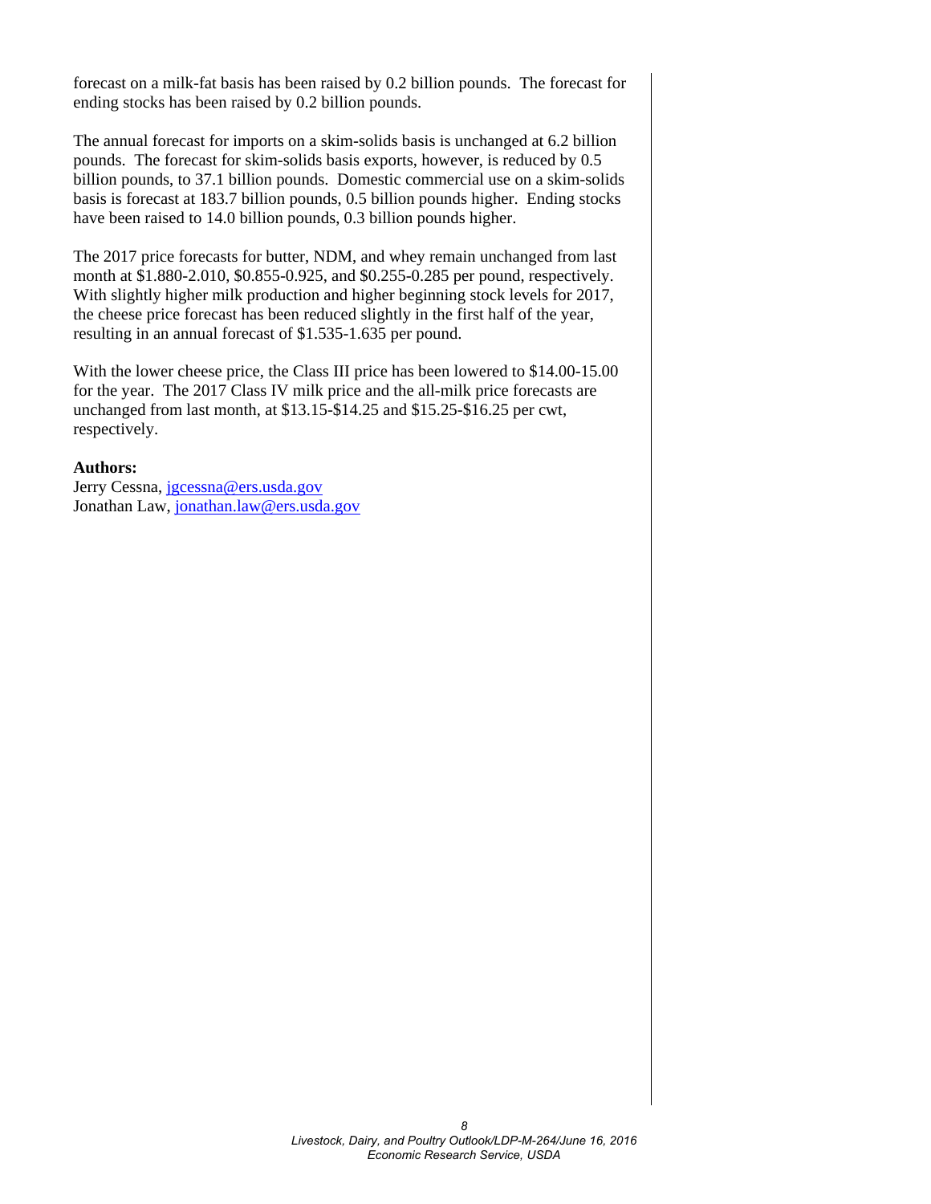forecast on a milk-fat basis has been raised by 0.2 billion pounds. The forecast for ending stocks has been raised by 0.2 billion pounds.

The annual forecast for imports on a skim-solids basis is unchanged at 6.2 billion pounds. The forecast for skim-solids basis exports, however, is reduced by 0.5 billion pounds, to 37.1 billion pounds. Domestic commercial use on a skim-solids basis is forecast at 183.7 billion pounds, 0.5 billion pounds higher. Ending stocks have been raised to 14.0 billion pounds, 0.3 billion pounds higher.

The 2017 price forecasts for butter, NDM, and whey remain unchanged from last month at $1.880-2.010, $0.855-0.925, and $0.255-0.285 per pound, respectively. With slightly higher milk production and higher beginning stock levels for 2017, the cheese price forecast has been reduced slightly in the first half of the year, resulting in an annual forecast of $1.535-1.635 per pound.

With the lower cheese price, the Class III price has been lowered to $14.00-15.00 for the year. The 2017 Class IV milk price and the all-milk price forecasts are unchanged from last month, at $13.15-$14.25 and $15.25-$16.25 per cwt, respectively.

**Authors:**
Jerry Cessna, jgcessna@ers.usda.gov
Jonathan Law, jonathan.law@ers.usda.gov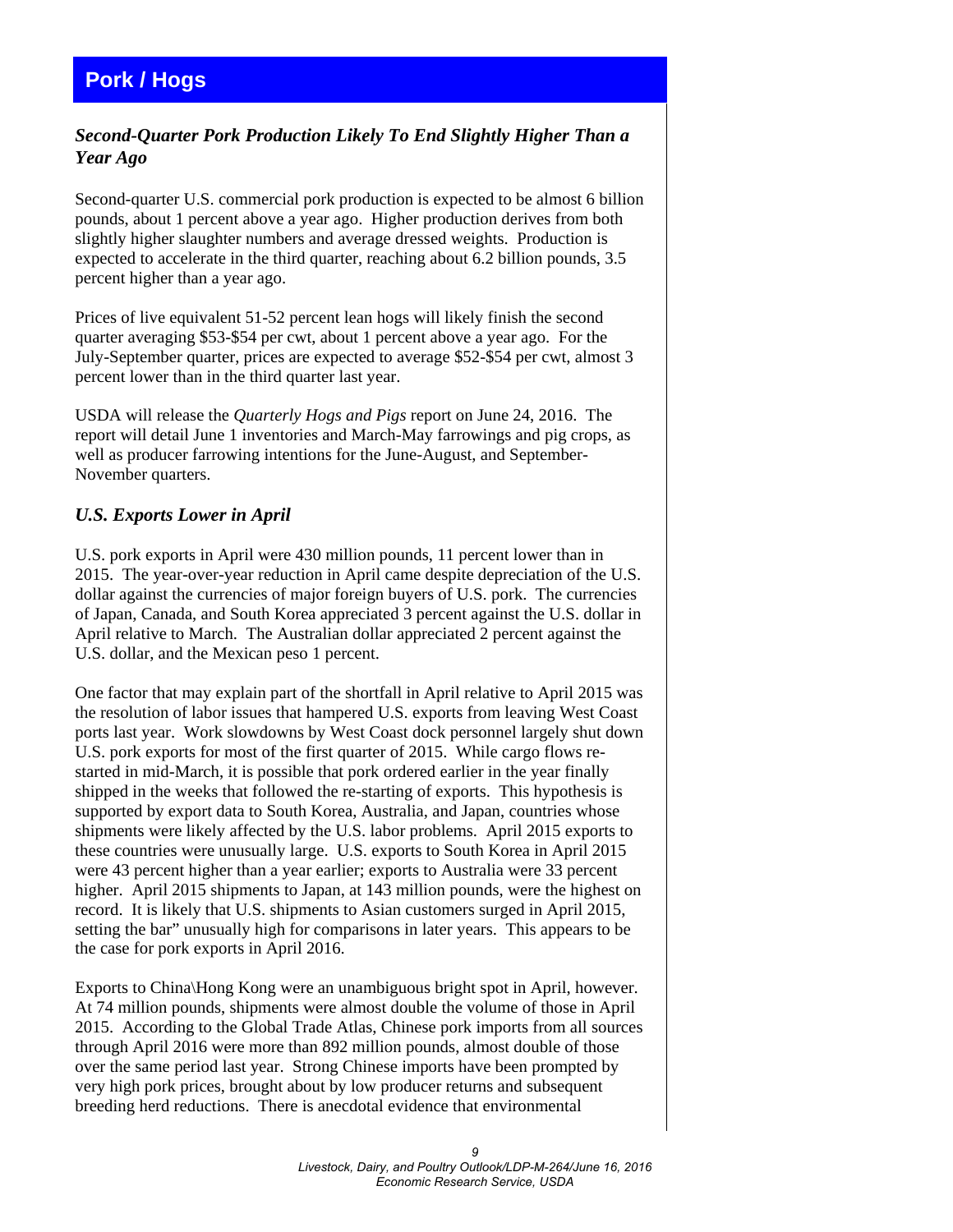# Pork / Hogs

### *Second-Quarter Pork Production Likely To End Slightly Higher Than a Year Ago*

Second-quarter U.S. commercial pork production is expected to be almost 6 billion pounds, about 1 percent above a year ago. Higher production derives from both slightly higher slaughter numbers and average dressed weights. Production is expected to accelerate in the third quarter, reaching about 6.2 billion pounds, 3.5 percent higher than a year ago.

Prices of live equivalent 51-52 percent lean hogs will likely finish the second quarter averaging $53-$54 per cwt, about 1 percent above a year ago. For the July-September quarter, prices are expected to average $52-$54 per cwt, almost 3 percent lower than in the third quarter last year.

USDA will release the *Quarterly Hogs and Pigs* report on June 24, 2016. The report will detail June 1 inventories and March-May farrowings and pig crops, as well as producer farrowing intentions for the June-August, and September-November quarters.

### *U.S. Exports Lower in April*

U.S. pork exports in April were 430 million pounds, 11 percent lower than in 2015. The year-over-year reduction in April came despite depreciation of the U.S. dollar against the currencies of major foreign buyers of U.S. pork. The currencies of Japan, Canada, and South Korea appreciated 3 percent against the U.S. dollar in April relative to March. The Australian dollar appreciated 2 percent against the U.S. dollar, and the Mexican peso 1 percent.

One factor that may explain part of the shortfall in April relative to April 2015 was the resolution of labor issues that hampered U.S. exports from leaving West Coast ports last year. Work slowdowns by West Coast dock personnel largely shut down U.S. pork exports for most of the first quarter of 2015. While cargo flows re-started in mid-March, it is possible that pork ordered earlier in the year finally shipped in the weeks that followed the re-starting of exports. This hypothesis is supported by export data to South Korea, Australia, and Japan, countries whose shipments were likely affected by the U.S. labor problems. April 2015 exports to these countries were unusually large. U.S. exports to South Korea in April 2015 were 43 percent higher than a year earlier; exports to Australia were 33 percent higher. April 2015 shipments to Japan, at 143 million pounds, were the highest on record. It is likely that U.S. shipments to Asian customers surged in April 2015, setting the bar" unusually high for comparisons in later years. This appears to be the case for pork exports in April 2016.

Exports to China\Hong Kong were an unambiguous bright spot in April, however. At 74 million pounds, shipments were almost double the volume of those in April 2015. According to the Global Trade Atlas, Chinese pork imports from all sources through April 2016 were more than 892 million pounds, almost double of those over the same period last year. Strong Chinese imports have been prompted by very high pork prices, brought about by low producer returns and subsequent breeding herd reductions. There is anecdotal evidence that environmental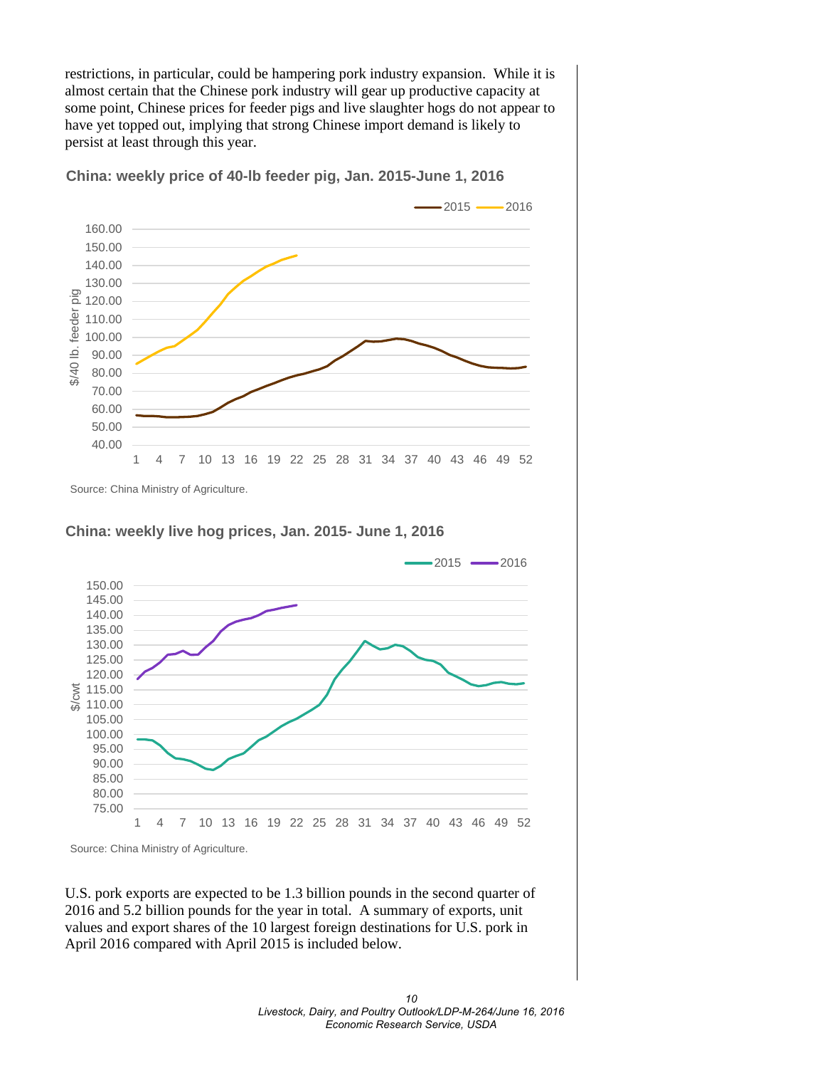restrictions, in particular, could be hampering pork industry expansion. While it is almost certain that the Chinese pork industry will gear up productive capacity at some point, Chinese prices for feeder pigs and live slaughter hogs do not appear to have yet topped out, implying that strong Chinese import demand is likely to persist at least through this year.

**China: weekly price of 40-lb feeder pig, Jan. 2015-June 1, 2016**

Source: China Ministry of Agriculture.

**China: weekly live hog prices, Jan. 2015- June 1, 2016**

Source: China Ministry of Agriculture.

U.S. pork exports are expected to be 1.3 billion pounds in the second quarter of 2016 and 5.2 billion pounds for the year in total. A summary of exports, unit values and export shares of the 10 largest foreign destinations for U.S. pork in April 2016 compared with April 2015 is included below.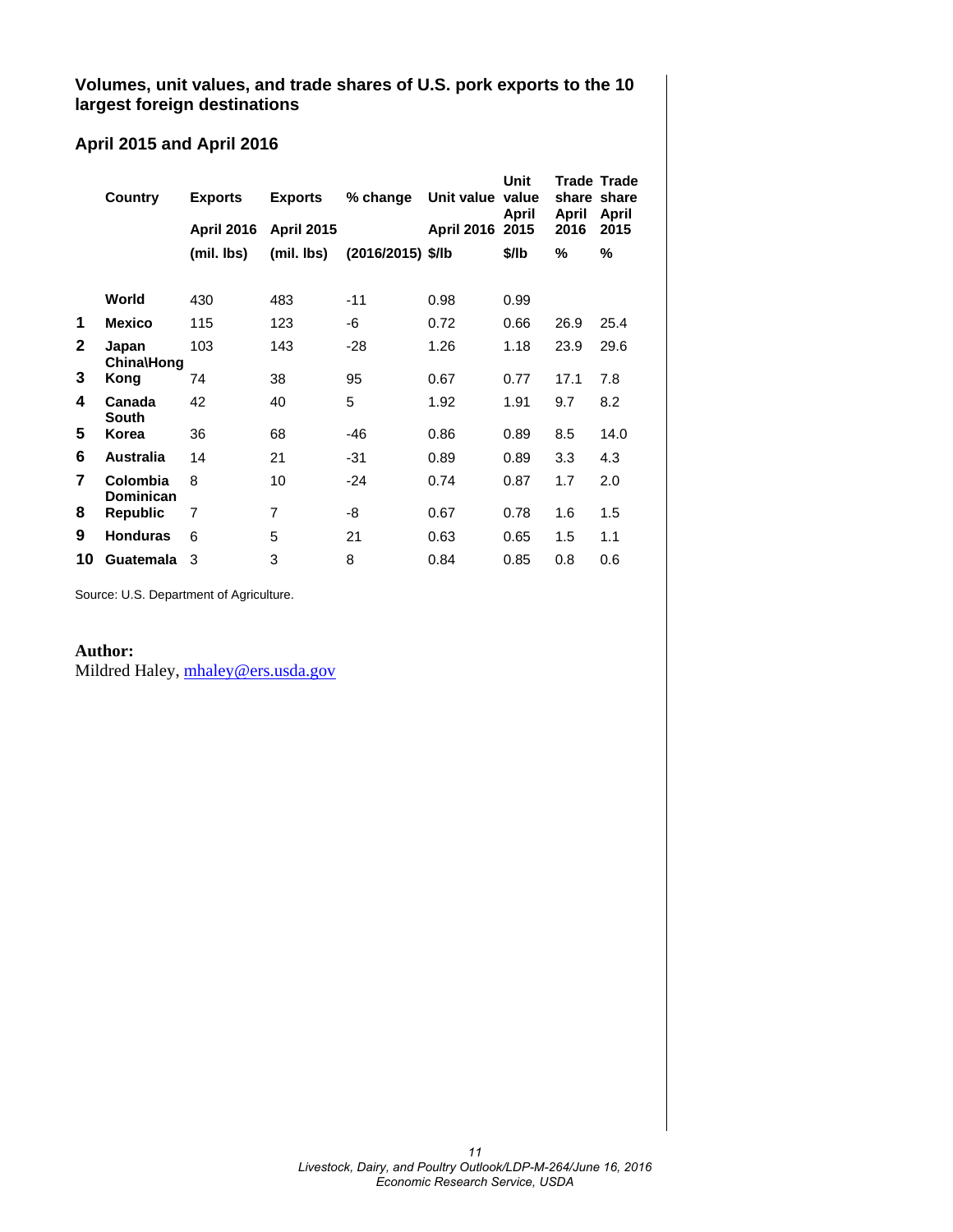**Volumes, unit values, and trade shares of U.S. pork exports to the 10 largest foreign destinations**

**April 2015 and April 2016**

| | Country | Exports April 2016 (mil. lbs) | Exports April 2015 (mil. lbs) | % change (2016/2015) | Unit value April 2016 $/lb | Unit value April 2015 $/lb | Trade share April 2016 % | Trade share April 2015 % |
|---|---|---|---|---|---|---|---|---|
| | **World** | 430 | 483 | -11 | 0.98 | 0.99 | | |
| **1** | **Mexico** | 115 | 123 | -6 | 0.72 | 0.66 | 26.9 | 25.4 |
| **2** | **Japan** | 103 | 143 | -28 | 1.26 | 1.18 | 23.9 | 29.6 |
| **3** | **China\Hong Kong** | 74 | 38 | 95 | 0.67 | 0.77 | 17.1 | 7.8 |
| **4** | **Canada** | 42 | 40 | 5 | 1.92 | 1.91 | 9.7 | 8.2 |
| **5** | **South Korea** | 36 | 68 | -46 | 0.86 | 0.89 | 8.5 | 14.0 |
| **6** | **Australia** | 14 | 21 | -31 | 0.89 | 0.89 | 3.3 | 4.3 |
| **7** | **Colombia** | 8 | 10 | -24 | 0.74 | 0.87 | 1.7 | 2.0 |
| **8** | **Dominican Republic** | 7 | 7 | -8 | 0.67 | 0.78 | 1.6 | 1.5 |
| **9** | **Honduras** | 6 | 5 | 21 | 0.63 | 0.65 | 1.5 | 1.1 |
| **10** | **Guatemala** | 3 | 3 | 8 | 0.84 | 0.85 | 0.8 | 0.6 |

Source: U.S. Department of Agriculture.

**Author:**
Mildred Haley, mhaley@ers.usda.gov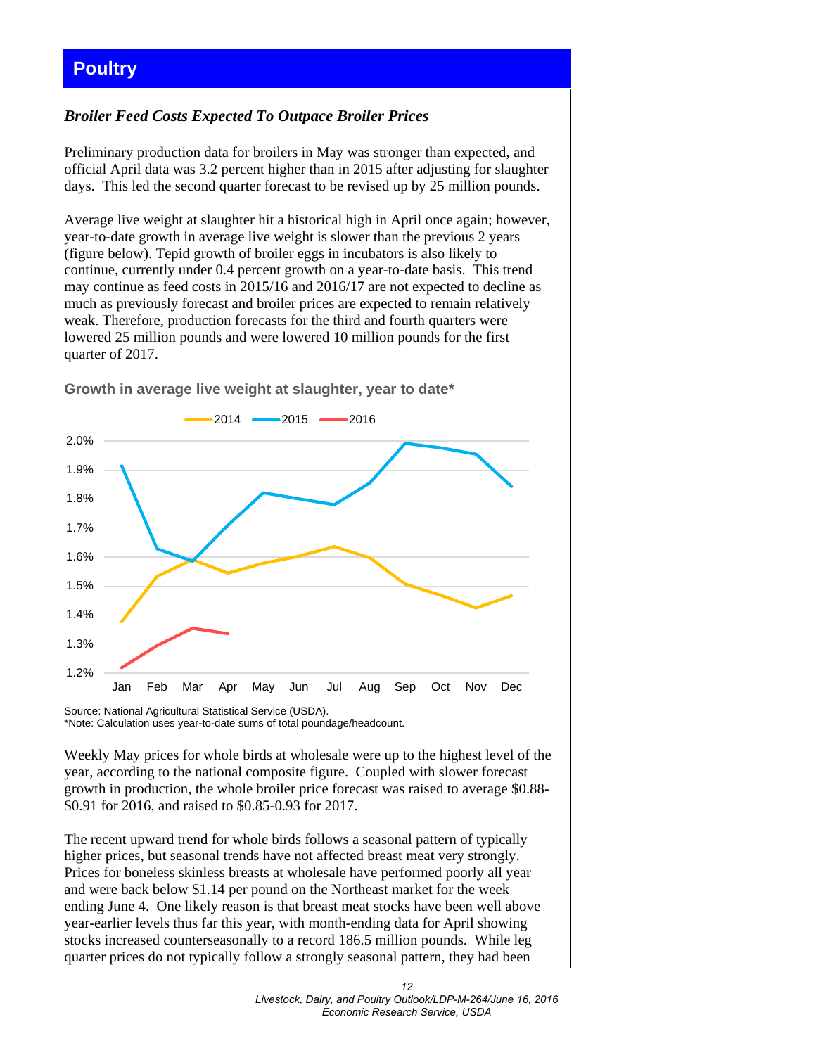# Poultry

### *Broiler Feed Costs Expected To Outpace Broiler Prices*

Preliminary production data for broilers in May was stronger than expected, and official April data was 3.2 percent higher than in 2015 after adjusting for slaughter days. This led the second quarter forecast to be revised up by 25 million pounds.

Average live weight at slaughter hit a historical high in April once again; however, year-to-date growth in average live weight is slower than the previous 2 years (figure below). Tepid growth of broiler eggs in incubators is also likely to continue, currently under 0.4 percent growth on a year-to-date basis. This trend may continue as feed costs in 2015/16 and 2016/17 are not expected to decline as much as previously forecast and broiler prices are expected to remain relatively weak. Therefore, production forecasts for the third and fourth quarters were lowered 25 million pounds and were lowered 10 million pounds for the first quarter of 2017.

**Growth in average live weight at slaughter, year to date***

Source: National Agricultural Statistical Service (USDA).
*Note: Calculation uses year-to-date sums of total poundage/headcount.

Weekly May prices for whole birds at wholesale were up to the highest level of the year, according to the national composite figure. Coupled with slower forecast growth in production, the whole broiler price forecast was raised to average $0.88-$0.91 for 2016, and raised to $0.85-0.93 for 2017.

The recent upward trend for whole birds follows a seasonal pattern of typically higher prices, but seasonal trends have not affected breast meat very strongly. Prices for boneless skinless breasts at wholesale have performed poorly all year and were back below $1.14 per pound on the Northeast market for the week ending June 4. One likely reason is that breast meat stocks have been well above year-earlier levels thus far this year, with month-ending data for April showing stocks increased counterseasonally to a record 186.5 million pounds. While leg quarter prices do not typically follow a strongly seasonal pattern, they had been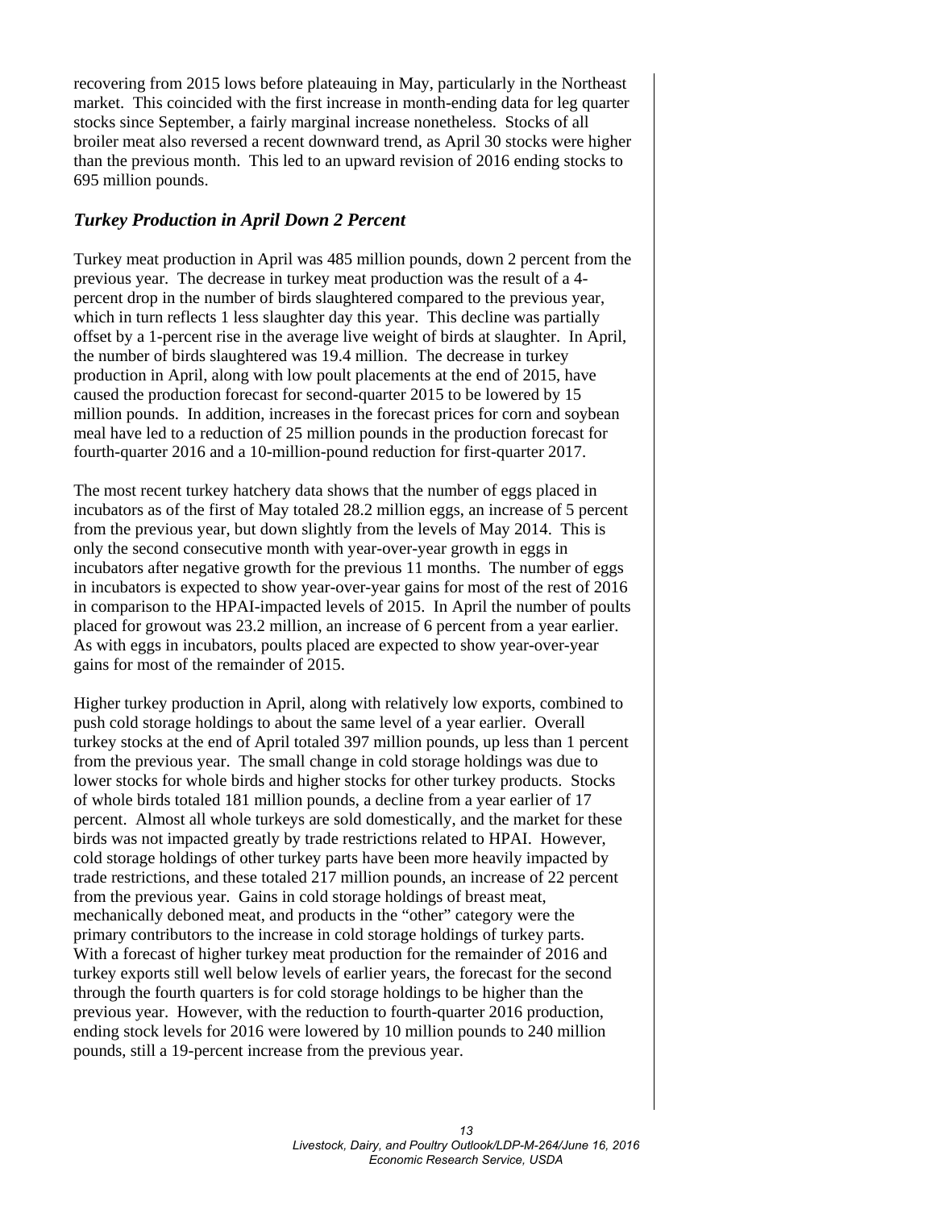recovering from 2015 lows before plateauing in May, particularly in the Northeast market. This coincided with the first increase in month-ending data for leg quarter stocks since September, a fairly marginal increase nonetheless. Stocks of all broiler meat also reversed a recent downward trend, as April 30 stocks were higher than the previous month. This led to an upward revision of 2016 ending stocks to 695 million pounds.

### *Turkey Production in April Down 2 Percent*

Turkey meat production in April was 485 million pounds, down 2 percent from the previous year. The decrease in turkey meat production was the result of a 4-percent drop in the number of birds slaughtered compared to the previous year, which in turn reflects 1 less slaughter day this year. This decline was partially offset by a 1-percent rise in the average live weight of birds at slaughter. In April, the number of birds slaughtered was 19.4 million. The decrease in turkey production in April, along with low poult placements at the end of 2015, have caused the production forecast for second-quarter 2015 to be lowered by 15 million pounds. In addition, increases in the forecast prices for corn and soybean meal have led to a reduction of 25 million pounds in the production forecast for fourth-quarter 2016 and a 10-million-pound reduction for first-quarter 2017.

The most recent turkey hatchery data shows that the number of eggs placed in incubators as of the first of May totaled 28.2 million eggs, an increase of 5 percent from the previous year, but down slightly from the levels of May 2014. This is only the second consecutive month with year-over-year growth in eggs in incubators after negative growth for the previous 11 months. The number of eggs in incubators is expected to show year-over-year gains for most of the rest of 2016 in comparison to the HPAI-impacted levels of 2015. In April the number of poults placed for growout was 23.2 million, an increase of 6 percent from a year earlier. As with eggs in incubators, poults placed are expected to show year-over-year gains for most of the remainder of 2015.

Higher turkey production in April, along with relatively low exports, combined to push cold storage holdings to about the same level of a year earlier. Overall turkey stocks at the end of April totaled 397 million pounds, up less than 1 percent from the previous year. The small change in cold storage holdings was due to lower stocks for whole birds and higher stocks for other turkey products. Stocks of whole birds totaled 181 million pounds, a decline from a year earlier of 17 percent. Almost all whole turkeys are sold domestically, and the market for these birds was not impacted greatly by trade restrictions related to HPAI. However, cold storage holdings of other turkey parts have been more heavily impacted by trade restrictions, and these totaled 217 million pounds, an increase of 22 percent from the previous year. Gains in cold storage holdings of breast meat, mechanically deboned meat, and products in the "other" category were the primary contributors to the increase in cold storage holdings of turkey parts. With a forecast of higher turkey meat production for the remainder of 2016 and turkey exports still well below levels of earlier years, the forecast for the second through the fourth quarters is for cold storage holdings to be higher than the previous year. However, with the reduction to fourth-quarter 2016 production, ending stock levels for 2016 were lowered by 10 million pounds to 240 million pounds, still a 19-percent increase from the previous year.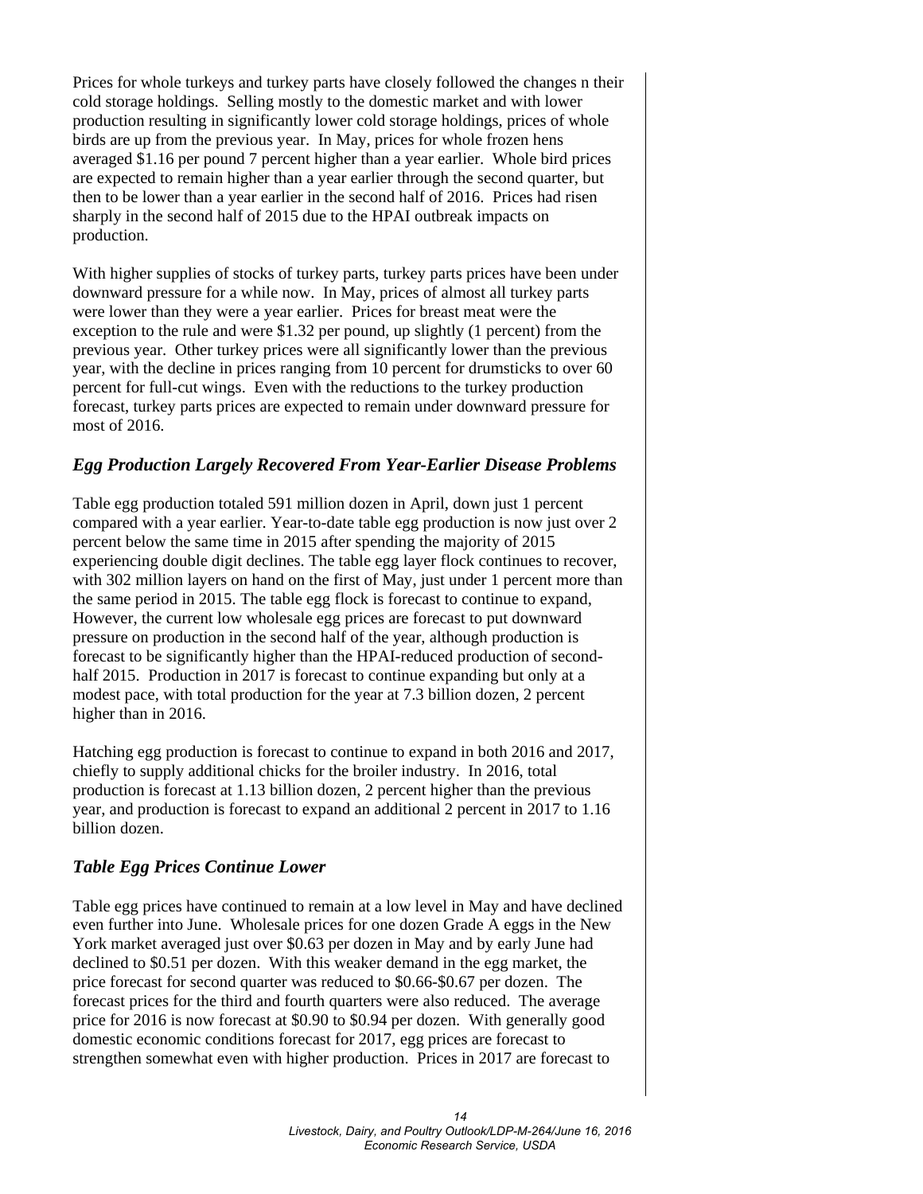Prices for whole turkeys and turkey parts have closely followed the changes n their cold storage holdings. Selling mostly to the domestic market and with lower production resulting in significantly lower cold storage holdings, prices of whole birds are up from the previous year. In May, prices for whole frozen hens averaged $1.16 per pound 7 percent higher than a year earlier. Whole bird prices are expected to remain higher than a year earlier through the second quarter, but then to be lower than a year earlier in the second half of 2016. Prices had risen sharply in the second half of 2015 due to the HPAI outbreak impacts on production.

With higher supplies of stocks of turkey parts, turkey parts prices have been under downward pressure for a while now. In May, prices of almost all turkey parts were lower than they were a year earlier. Prices for breast meat were the exception to the rule and were $1.32 per pound, up slightly (1 percent) from the previous year. Other turkey prices were all significantly lower than the previous year, with the decline in prices ranging from 10 percent for drumsticks to over 60 percent for full-cut wings. Even with the reductions to the turkey production forecast, turkey parts prices are expected to remain under downward pressure for most of 2016.

### *Egg Production Largely Recovered From Year-Earlier Disease Problems*

Table egg production totaled 591 million dozen in April, down just 1 percent compared with a year earlier. Year-to-date table egg production is now just over 2 percent below the same time in 2015 after spending the majority of 2015 experiencing double digit declines. The table egg layer flock continues to recover, with 302 million layers on hand on the first of May, just under 1 percent more than the same period in 2015. The table egg flock is forecast to continue to expand, However, the current low wholesale egg prices are forecast to put downward pressure on production in the second half of the year, although production is forecast to be significantly higher than the HPAI-reduced production of second-half 2015. Production in 2017 is forecast to continue expanding but only at a modest pace, with total production for the year at 7.3 billion dozen, 2 percent higher than in 2016.

Hatching egg production is forecast to continue to expand in both 2016 and 2017, chiefly to supply additional chicks for the broiler industry. In 2016, total production is forecast at 1.13 billion dozen, 2 percent higher than the previous year, and production is forecast to expand an additional 2 percent in 2017 to 1.16 billion dozen.

### *Table Egg Prices Continue Lower*

Table egg prices have continued to remain at a low level in May and have declined even further into June. Wholesale prices for one dozen Grade A eggs in the New York market averaged just over $0.63 per dozen in May and by early June had declined to $0.51 per dozen. With this weaker demand in the egg market, the price forecast for second quarter was reduced to $0.66-$0.67 per dozen. The forecast prices for the third and fourth quarters were also reduced. The average price for 2016 is now forecast at $0.90 to $0.94 per dozen. With generally good domestic economic conditions forecast for 2017, egg prices are forecast to strengthen somewhat even with higher production. Prices in 2017 are forecast to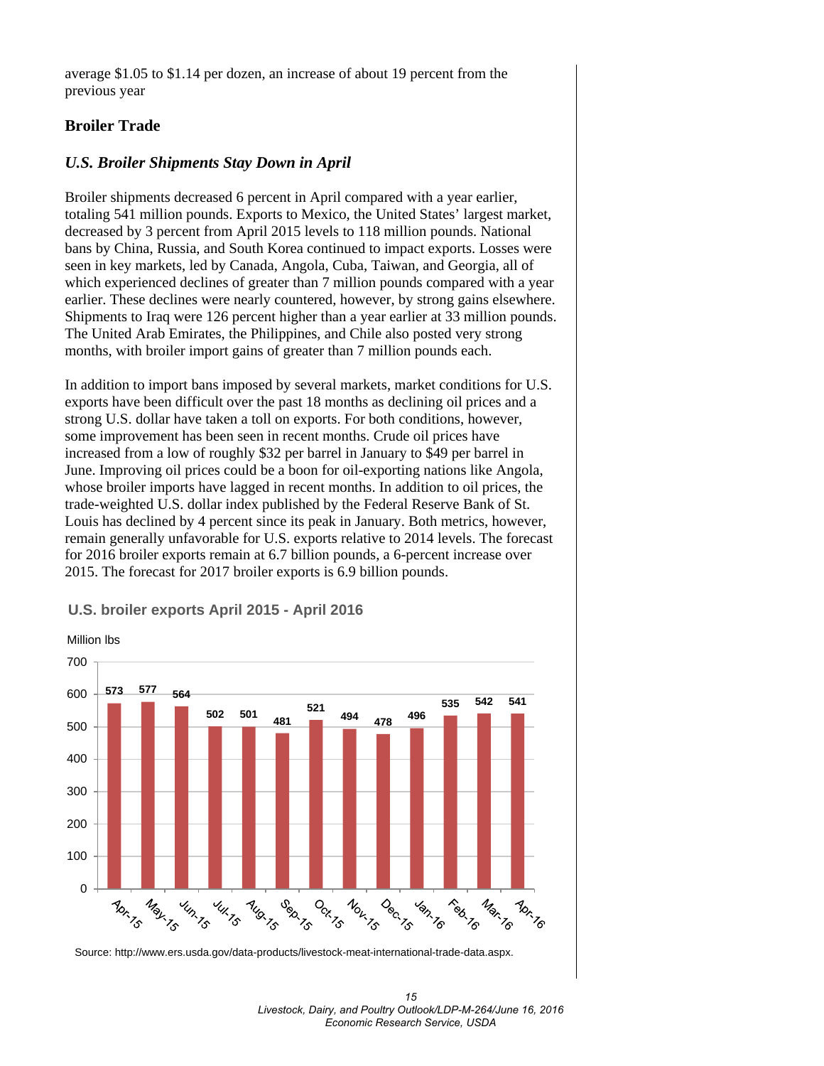average $1.05 to $1.14 per dozen, an increase of about 19 percent from the previous year

## Broiler Trade

### *U.S. Broiler Shipments Stay Down in April*

Broiler shipments decreased 6 percent in April compared with a year earlier, totaling 541 million pounds. Exports to Mexico, the United States' largest market, decreased by 3 percent from April 2015 levels to 118 million pounds. National bans by China, Russia, and South Korea continued to impact exports. Losses were seen in key markets, led by Canada, Angola, Cuba, Taiwan, and Georgia, all of which experienced declines of greater than 7 million pounds compared with a year earlier. These declines were nearly countered, however, by strong gains elsewhere. Shipments to Iraq were 126 percent higher than a year earlier at 33 million pounds. The United Arab Emirates, the Philippines, and Chile also posted very strong months, with broiler import gains of greater than 7 million pounds each.

In addition to import bans imposed by several markets, market conditions for U.S. exports have been difficult over the past 18 months as declining oil prices and a strong U.S. dollar have taken a toll on exports. For both conditions, however, some improvement has been seen in recent months. Crude oil prices have increased from a low of roughly $32 per barrel in January to $49 per barrel in June. Improving oil prices could be a boon for oil-exporting nations like Angola, whose broiler imports have lagged in recent months. In addition to oil prices, the trade-weighted U.S. dollar index published by the Federal Reserve Bank of St. Louis has declined by 4 percent since its peak in January. Both metrics, however, remain generally unfavorable for U.S. exports relative to 2014 levels. The forecast for 2016 broiler exports remain at 6.7 billion pounds, a 6-percent increase over 2015. The forecast for 2017 broiler exports is 6.9 billion pounds.

**U.S. broiler exports April 2015 - April 2016**

Million lbs

| Apr-15 | May-15 | Jun-15 | Jul-15 | Aug-15 | Sep-15 | Oct-15 | Nov-15 | Dec-15 | Jan-16 | Feb-16 | Mar-16 | Apr-16 |
|---|---|---|---|---|---|---|---|---|---|---|---|---|
| 573 | 577 | 564 | 502 | 501 | 481 | 521 | 494 | 478 | 496 | 535 | 542 | 541 |

Source: http://www.ers.usda.gov/data-products/livestock-meat-international-trade-data.aspx.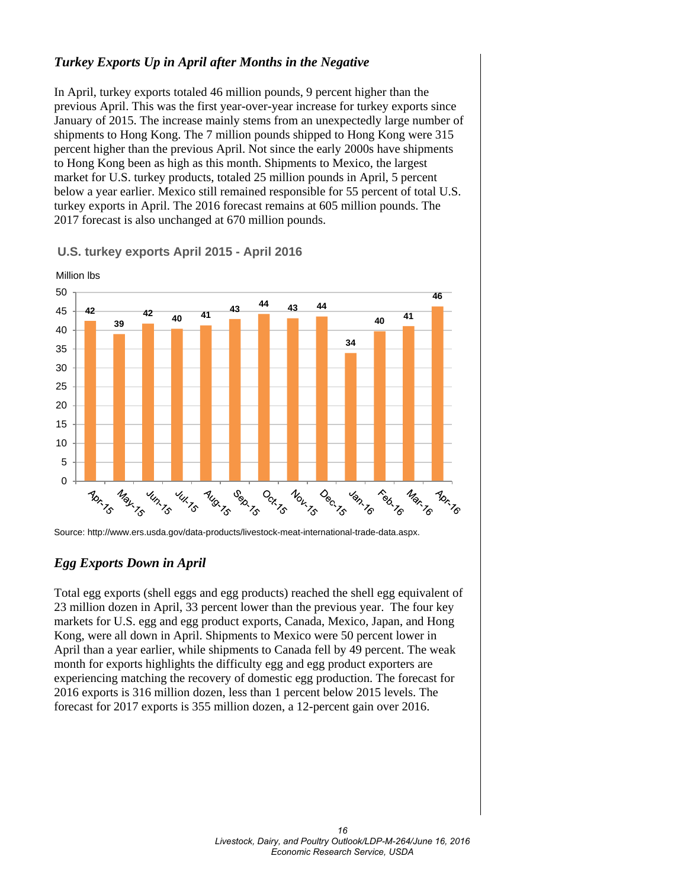### *Turkey Exports Up in April after Months in the Negative*

In April, turkey exports totaled 46 million pounds, 9 percent higher than the previous April. This was the first year-over-year increase for turkey exports since January of 2015. The increase mainly stems from an unexpectedly large number of shipments to Hong Kong. The 7 million pounds shipped to Hong Kong were 315 percent higher than the previous April. Not since the early 2000s have shipments to Hong Kong been as high as this month. Shipments to Mexico, the largest market for U.S. turkey products, totaled 25 million pounds in April, 5 percent below a year earlier. Mexico still remained responsible for 55 percent of total U.S. turkey exports in April. The 2016 forecast remains at 605 million pounds. The 2017 forecast is also unchanged at 670 million pounds.

**U.S. turkey exports April 2015 - April 2016**

Million lbs

| Month | Million lbs |
|---|---|
| Apr-15 | 42 |
| May-15 | 39 |
| Jun-15 | 42 |
| Jul-15 | 40 |
| Aug-15 | 41 |
| Sep-15 | 43 |
| Oct-15 | 44 |
| Nov-15 | 43 |
| Dec-15 | 44 |
| Jan-16 | 34 |
| Feb-16 | 40 |
| Mar-16 | 41 |
| Apr-16 | 46 |

Source: http://www.ers.usda.gov/data-products/livestock-meat-international-trade-data.aspx.

### *Egg Exports Down in April*

Total egg exports (shell eggs and egg products) reached the shell egg equivalent of 23 million dozen in April, 33 percent lower than the previous year. The four key markets for U.S. egg and egg product exports, Canada, Mexico, Japan, and Hong Kong, were all down in April. Shipments to Mexico were 50 percent lower in April than a year earlier, while shipments to Canada fell by 49 percent. The weak month for exports highlights the difficulty egg and egg product exporters are experiencing matching the recovery of domestic egg production. The forecast for 2016 exports is 316 million dozen, less than 1 percent below 2015 levels. The forecast for 2017 exports is 355 million dozen, a 12-percent gain over 2016.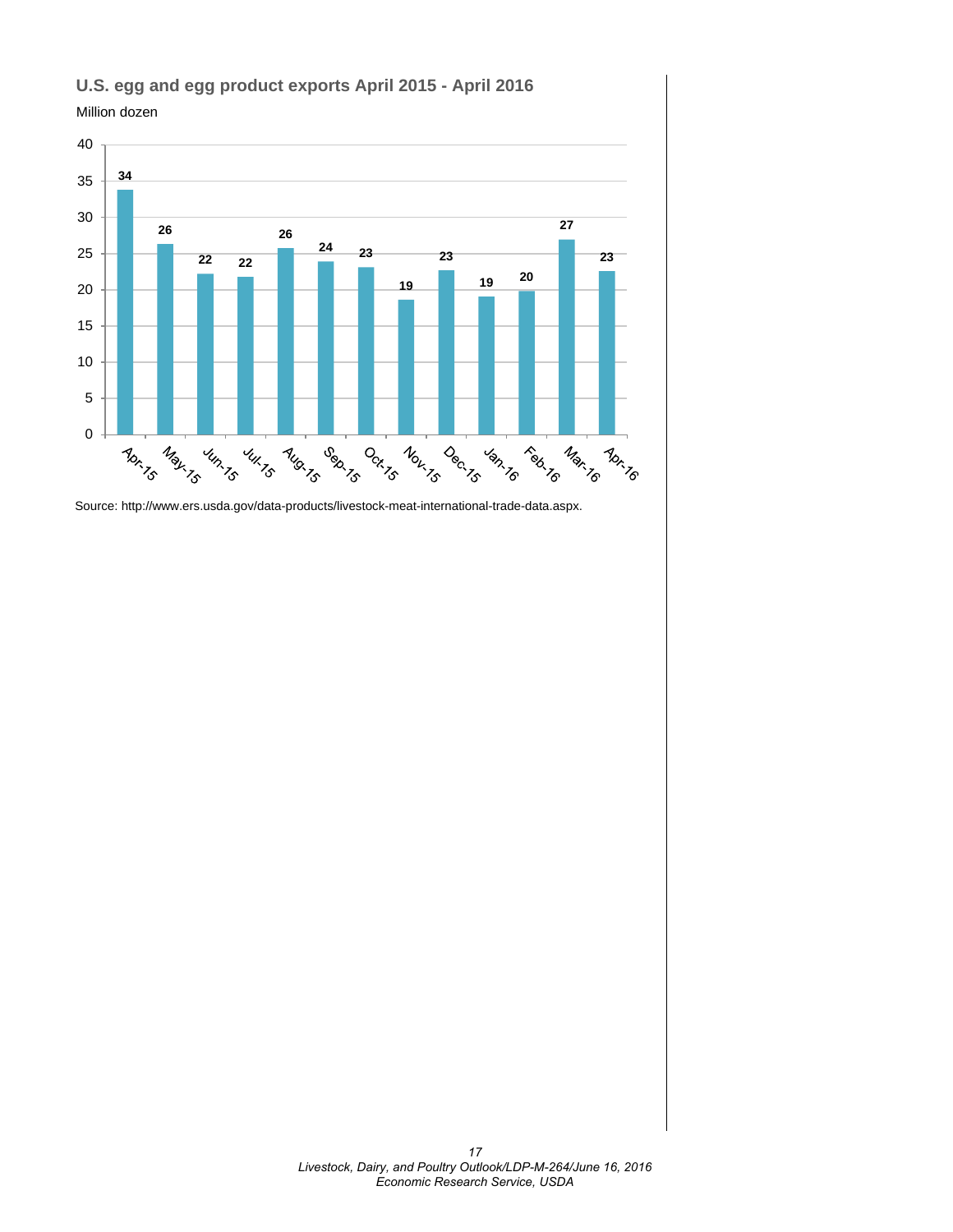## U.S. egg and egg product exports April 2015 - April 2016

Million dozen

| Month | Exports (million dozen) |
|---|---|
| Apr-15 | 34 |
| May-15 | 26 |
| Jun-15 | 22 |
| Jul-15 | 22 |
| Aug-15 | 26 |
| Sep-15 | 24 |
| Oct-15 | 23 |
| Nov-15 | 19 |
| Dec-15 | 23 |
| Jan-16 | 19 |
| Feb-16 | 20 |
| Mar-16 | 27 |
| Apr-16 | 23 |

Source: http://www.ers.usda.gov/data-products/livestock-meat-international-trade-data.aspx.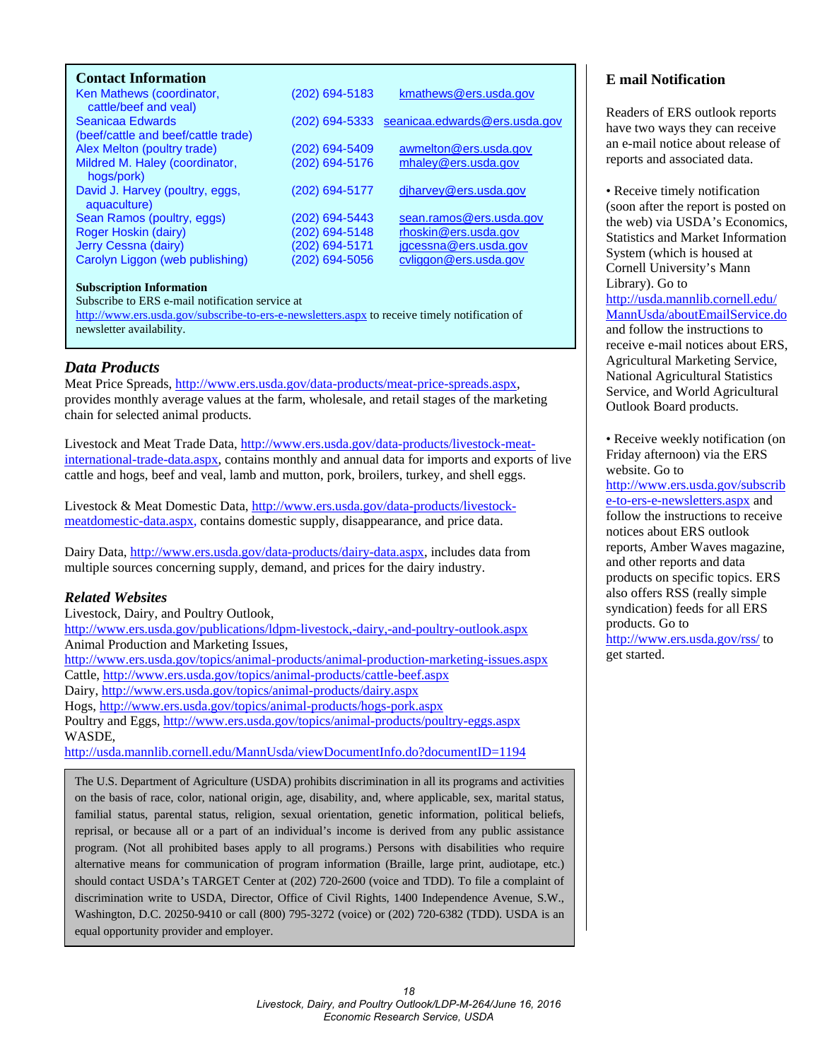## Contact Information

| | | |
|---|---|---|
| Ken Mathews (coordinator, cattle/beef and veal) | (202) 694-5183 | kmathews@ers.usda.gov |
| Seanicaa Edwards (beef/cattle and beef/cattle trade) | (202) 694-5333 | seanicaa.edwards@ers.usda.gov |
| Alex Melton (poultry trade) | (202) 694-5409 | awmelton@ers.usda.gov |
| Mildred M. Haley (coordinator, hogs/pork) | (202) 694-5176 | mhaley@ers.usda.gov |
| David J. Harvey (poultry, eggs, aquaculture) | (202) 694-5177 | djharvey@ers.usda.gov |
| Sean Ramos (poultry, eggs) | (202) 694-5443 | sean.ramos@ers.usda.gov |
| Roger Hoskin (dairy) | (202) 694-5148 | rhoskin@ers.usda.gov |
| Jerry Cessna (dairy) | (202) 694-5171 | jgcessna@ers.usda.gov |
| Carolyn Liggon (web publishing) | (202) 694-5056 | cvliggon@ers.usda.gov |

**Subscription Information**
Subscribe to ERS e-mail notification service at http://www.ers.usda.gov/subscribe-to-ers-e-newsletters.aspx to receive timely notification of newsletter availability.

## *Data Products*

Meat Price Spreads, http://www.ers.usda.gov/data-products/meat-price-spreads.aspx, provides monthly average values at the farm, wholesale, and retail stages of the marketing chain for selected animal products.

Livestock and Meat Trade Data, http://www.ers.usda.gov/data-products/livestock-meat-international-trade-data.aspx, contains monthly and annual data for imports and exports of live cattle and hogs, beef and veal, lamb and mutton, pork, broilers, turkey, and shell eggs.

Livestock & Meat Domestic Data, http://www.ers.usda.gov/data-products/livestock-meatdomestic-data.aspx, contains domestic supply, disappearance, and price data.

Dairy Data, http://www.ers.usda.gov/data-products/dairy-data.aspx, includes data from multiple sources concerning supply, demand, and prices for the dairy industry.

## *Related Websites*

Livestock, Dairy, and Poultry Outlook, http://www.ers.usda.gov/publications/ldpm-livestock,-dairy,-and-poultry-outlook.aspx
Animal Production and Marketing Issues, http://www.ers.usda.gov/topics/animal-products/animal-production-marketing-issues.aspx
Cattle, http://www.ers.usda.gov/topics/animal-products/cattle-beef.aspx
Dairy, http://www.ers.usda.gov/topics/animal-products/dairy.aspx
Hogs, http://www.ers.usda.gov/topics/animal-products/hogs-pork.aspx
Poultry and Eggs, http://www.ers.usda.gov/topics/animal-products/poultry-eggs.aspx
WASDE, http://usda.mannlib.cornell.edu/MannUsda/viewDocumentInfo.do?documentID=1194

The U.S. Department of Agriculture (USDA) prohibits discrimination in all its programs and activities on the basis of race, color, national origin, age, disability, and, where applicable, sex, marital status, familial status, parental status, religion, sexual orientation, genetic information, political beliefs, reprisal, or because all or a part of an individual's income is derived from any public assistance program. (Not all prohibited bases apply to all programs.) Persons with disabilities who require alternative means for communication of program information (Braille, large print, audiotape, etc.) should contact USDA's TARGET Center at (202) 720-2600 (voice and TDD). To file a complaint of discrimination write to USDA, Director, Office of Civil Rights, 1400 Independence Avenue, S.W., Washington, D.C. 20250-9410 or call (800) 795-3272 (voice) or (202) 720-6382 (TDD). USDA is an equal opportunity provider and employer.

## E mail Notification

Readers of ERS outlook reports have two ways they can receive an e-mail notice about release of reports and associated data.

- Receive timely notification (soon after the report is posted on the web) via USDA's Economics, Statistics and Market Information System (which is housed at Cornell University's Mann Library). Go to http://usda.mannlib.cornell.edu/MannUsda/aboutEmailService.do and follow the instructions to receive e-mail notices about ERS, Agricultural Marketing Service, National Agricultural Statistics Service, and World Agricultural Outlook Board products.

- Receive weekly notification (on Friday afternoon) via the ERS website. Go to http://www.ers.usda.gov/subscribe-to-ers-e-newsletters.aspx and follow the instructions to receive notices about ERS outlook reports, Amber Waves magazine, and other reports and data products on specific topics. ERS also offers RSS (really simple syndication) feeds for all ERS products. Go to http://www.ers.usda.gov/rss/ to get started.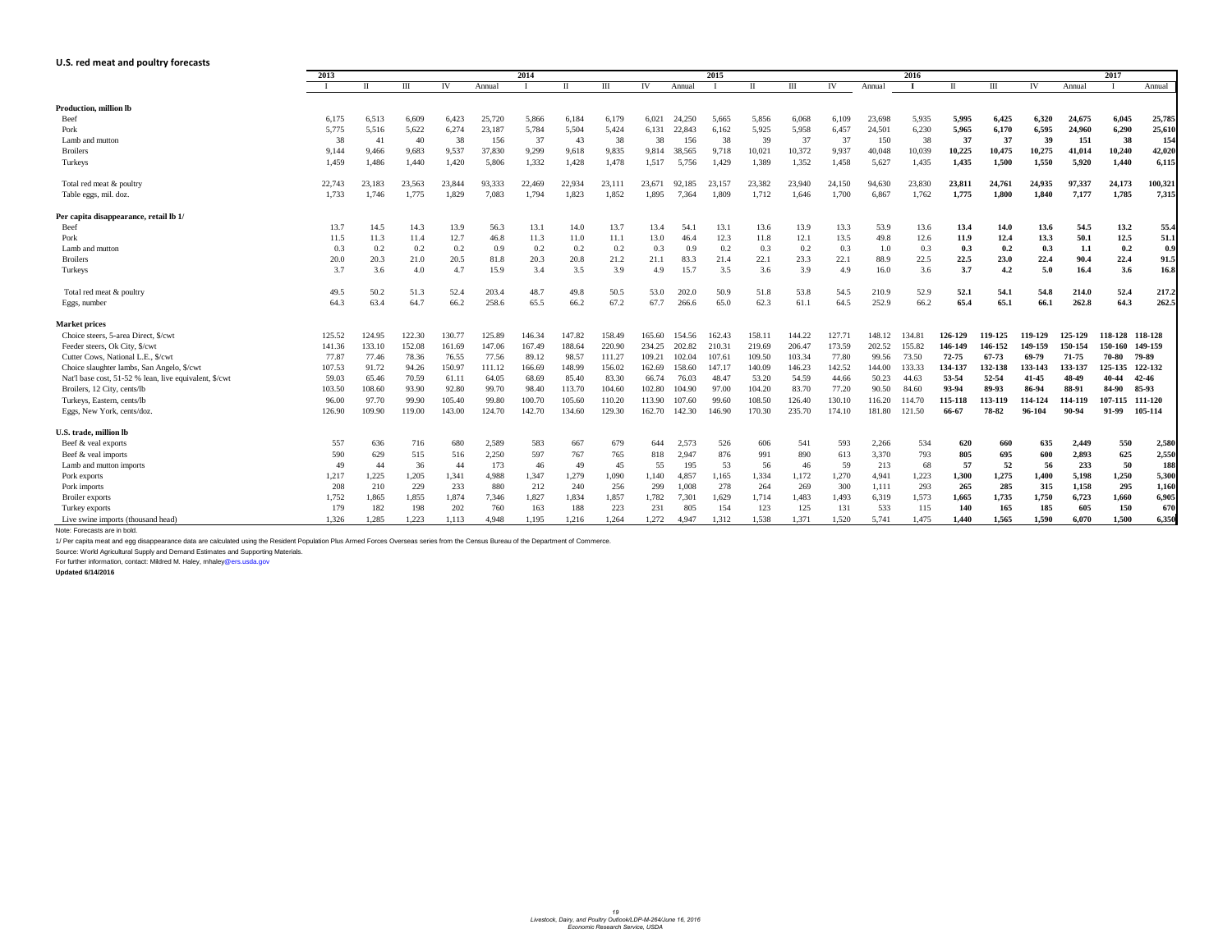## U.S. red meat and poultry forecasts

| | 2013 | | | | | 2014 | | | | | 2015 | | | | | 2016 | | | | | 2017 | |
|---|---|---|---|---|---|---|---|---|---|---|---|---|---|---|---|---|---|---|---|---|---|---|
| | I | II | III | IV | Annual | I | II | III | IV | Annual | I | II | III | IV | Annual | I | II | III | IV | Annual | I | Annual |
| **Production, million lb** | | | | | | | | | | | | | | | | | | | | | | |
| Beef | 6,175 | 6,513 | 6,609 | 6,423 | 25,720 | 5,866 | 6,184 | 6,179 | 6,021 | 24,250 | 5,665 | 5,856 | 6,068 | 6,109 | 23,698 | 5,935 | **5,995** | **6,425** | **6,320** | **24,675** | **6,045** | **25,785** |
| Pork | 5,775 | 5,516 | 5,622 | 6,274 | 23,187 | 5,784 | 5,504 | 5,424 | 6,131 | 22,843 | 6,162 | 5,925 | 5,958 | 6,457 | 24,501 | 6,230 | **5,965** | **6,170** | **6,595** | **24,960** | **6,290** | **25,610** |
| Lamb and mutton | 38 | 41 | 40 | 38 | 156 | 37 | 43 | 38 | 38 | 156 | 38 | 39 | 37 | 37 | 150 | 38 | **37** | **37** | **39** | **151** | **38** | **154** |
| Broilers | 9,144 | 9,466 | 9,683 | 9,537 | 37,830 | 9,299 | 9,618 | 9,835 | 9,814 | 38,565 | 9,718 | 10,021 | 10,372 | 9,937 | 40,048 | 10,039 | **10,225** | **10,475** | **10,275** | **41,014** | **10,240** | **42,020** |
| Turkeys | 1,459 | 1,486 | 1,440 | 1,420 | 5,806 | 1,332 | 1,428 | 1,478 | 1,517 | 5,756 | 1,429 | 1,389 | 1,352 | 1,458 | 5,627 | 1,435 | **1,435** | **1,500** | **1,550** | **5,920** | **1,440** | **6,115** |
| Total red meat & poultry | 22,743 | 23,183 | 23,563 | 23,844 | 93,333 | 22,469 | 22,934 | 23,111 | 23,671 | 92,185 | 23,157 | 23,382 | 23,940 | 24,150 | 94,630 | 23,830 | **23,811** | **24,761** | **24,935** | **97,337** | **24,173** | **100,321** |
| Table eggs, mil. doz. | 1,733 | 1,746 | 1,775 | 1,829 | 7,083 | 1,794 | 1,823 | 1,852 | 1,895 | 7,364 | 1,809 | 1,712 | 1,646 | 1,700 | 6,867 | 1,762 | **1,775** | **1,800** | **1,840** | **7,177** | **1,785** | **7,315** |
| **Per capita disappearance, retail lb 1/** | | | | | | | | | | | | | | | | | | | | | | |
| Beef | 13.7 | 14.5 | 14.3 | 13.9 | 56.3 | 13.1 | 14.0 | 13.7 | 13.4 | 54.1 | 13.1 | 13.6 | 13.9 | 13.3 | 53.9 | 13.6 | **13.4** | **14.0** | **13.6** | **54.5** | **13.2** | **55.4** |
| Pork | 11.5 | 11.3 | 11.4 | 12.7 | 46.8 | 11.3 | 11.0 | 11.1 | 13.0 | 46.4 | 12.3 | 11.8 | 12.1 | 13.5 | 49.8 | 12.6 | **11.9** | **12.4** | **13.3** | **50.1** | **12.5** | **51.1** |
| Lamb and mutton | 0.3 | 0.2 | 0.2 | 0.2 | 0.9 | 0.2 | 0.2 | 0.2 | 0.3 | 0.9 | 0.2 | 0.3 | 0.2 | 0.3 | 1.0 | 0.3 | **0.3** | **0.2** | **0.3** | **1.1** | **0.2** | **0.9** |
| Broilers | 20.0 | 20.3 | 21.0 | 20.5 | 81.8 | 20.3 | 20.8 | 21.2 | 21.1 | 83.3 | 21.4 | 22.1 | 23.3 | 22.1 | 88.9 | 22.5 | **22.5** | **23.0** | **22.4** | **90.4** | **22.4** | **91.5** |
| Turkeys | 3.7 | 3.6 | 4.0 | 4.7 | 15.9 | 3.4 | 3.5 | 3.9 | 4.9 | 15.7 | 3.5 | 3.6 | 3.9 | 4.9 | 16.0 | 3.6 | **3.7** | **4.2** | **5.0** | **16.4** | **3.6** | **16.8** |
| Total red meat & poultry | 49.5 | 50.2 | 51.3 | 52.4 | 203.4 | 48.7 | 49.8 | 50.5 | 53.0 | 202.0 | 50.9 | 51.8 | 53.8 | 54.5 | 210.9 | 52.9 | **52.1** | **54.1** | **54.8** | **214.0** | **52.4** | **217.2** |
| Eggs, number | 64.3 | 63.4 | 64.7 | 66.2 | 258.6 | 65.5 | 66.2 | 67.2 | 67.7 | 266.6 | 65.0 | 62.3 | 61.1 | 64.5 | 252.9 | 66.2 | **65.4** | **65.1** | **66.1** | **262.8** | **64.3** | **262.5** |
| **Market prices** | | | | | | | | | | | | | | | | | | | | | | |
| Choice steers, 5-area Direct, $/cwt | 125.52 | 124.95 | 122.30 | 130.77 | 125.89 | 146.34 | 147.82 | 158.49 | 165.60 | 154.56 | 162.43 | 158.11 | 144.22 | 127.71 | 148.12 | 134.81 | **126-129** | **119-125** | **119-129** | **125-129** | **118-128** | **118-128** |
| Feeder steers, Ok City, $/cwt | 141.36 | 133.10 | 152.08 | 161.69 | 147.06 | 167.49 | 188.64 | 220.90 | 234.25 | 202.82 | 210.31 | 219.69 | 206.47 | 173.59 | 202.52 | 155.82 | **146-149** | **146-152** | **149-159** | **150-154** | **150-160** | **149-159** |
| Cutter Cows, National L.E., $/cwt | 77.87 | 77.46 | 78.36 | 76.55 | 77.56 | 89.12 | 98.57 | 111.27 | 109.21 | 102.04 | 107.61 | 109.50 | 103.34 | 77.80 | 99.56 | 73.50 | **72-75** | **67-73** | **69-79** | **71-75** | **70-80** | **79-89** |
| Choice slaughter lambs, San Angelo, $/cwt | 107.53 | 91.72 | 94.26 | 150.97 | 111.12 | 166.69 | 148.99 | 156.02 | 162.69 | 158.60 | 147.17 | 140.09 | 146.23 | 142.52 | 144.00 | 133.33 | **134-137** | **132-138** | **133-143** | **133-137** | **125-135** | **122-132** |
| Nat'l base cost, 51-52 % lean, live equivalent, $/cwt | 59.03 | 65.46 | 70.59 | 61.11 | 64.05 | 68.69 | 85.40 | 83.30 | 66.74 | 76.03 | 48.47 | 53.20 | 54.59 | 44.66 | 50.23 | 44.63 | **53-54** | **52-54** | **41-45** | **48-49** | **40-44** | **42-46** |
| Broilers, 12 City, cents/lb | 103.50 | 108.60 | 93.90 | 92.80 | 99.70 | 98.40 | 113.70 | 104.60 | 102.80 | 104.90 | 97.00 | 104.20 | 83.70 | 77.20 | 90.50 | 84.60 | **93-94** | **89-93** | **86-94** | **88-91** | **84-90** | **85-93** |
| Turkeys, Eastern, cents/lb | 96.00 | 97.70 | 99.90 | 105.40 | 99.80 | 100.70 | 105.60 | 110.20 | 113.90 | 107.60 | 99.60 | 108.50 | 126.40 | 130.10 | 116.20 | 114.70 | **115-118** | **113-119** | **114-124** | **114-119** | **107-115** | **111-120** |
| Eggs, New York, cents/doz. | 126.90 | 109.90 | 119.00 | 143.00 | 124.70 | 142.70 | 134.60 | 129.30 | 162.70 | 142.30 | 146.90 | 170.30 | 235.70 | 174.10 | 181.80 | 121.50 | **66-67** | **78-82** | **96-104** | **90-94** | **91-99** | **105-114** |
| **U.S. trade, million lb** | | | | | | | | | | | | | | | | | | | | | | |
| Beef & veal exports | 557 | 636 | 716 | 680 | 2,589 | 583 | 667 | 679 | 644 | 2,573 | 526 | 606 | 541 | 593 | 2,266 | 534 | **620** | **660** | **635** | **2,449** | **550** | **2,580** |
| Beef & veal imports | 590 | 629 | 515 | 516 | 2,250 | 597 | 767 | 765 | 818 | 2,947 | 876 | 991 | 890 | 613 | 3,370 | 793 | **805** | **695** | **600** | **2,893** | **625** | **2,550** |
| Lamb and mutton imports | 49 | 44 | 36 | 44 | 173 | 46 | 49 | 45 | 55 | 195 | 53 | 56 | 46 | 59 | 213 | 68 | **57** | **52** | **56** | **233** | **50** | **188** |
| Pork exports | 1,217 | 1,225 | 1,205 | 1,341 | 4,988 | 1,347 | 1,279 | 1,090 | 1,140 | 4,857 | 1,165 | 1,334 | 1,172 | 1,270 | 4,941 | 1,223 | **1,300** | **1,275** | **1,400** | **5,198** | **1,250** | **5,300** |
| Pork imports | 208 | 210 | 229 | 233 | 880 | 212 | 240 | 256 | 299 | 1,008 | 278 | 264 | 269 | 300 | 1,111 | 293 | **265** | **285** | **315** | **1,158** | **295** | **1,160** |
| Broiler exports | 1,752 | 1,865 | 1,855 | 1,874 | 7,346 | 1,827 | 1,834 | 1,857 | 1,782 | 7,301 | 1,629 | 1,714 | 1,483 | 1,493 | 6,319 | 1,573 | **1,665** | **1,735** | **1,750** | **6,723** | **1,660** | **6,905** |
| Turkey exports | 179 | 182 | 198 | 202 | 760 | 163 | 188 | 223 | 231 | 805 | 154 | 123 | 125 | 131 | 533 | 115 | **140** | **165** | **185** | **605** | **150** | **670** |
| Live swine imports (thousand head) | 1,326 | 1,285 | 1,223 | 1,113 | 4,948 | 1,195 | 1,216 | 1,264 | 1,272 | 4,947 | 1,312 | 1,538 | 1,371 | 1,520 | 5,741 | 1,475 | **1,440** | **1,565** | **1,590** | **6,070** | **1,500** | **6,350** |

Note: Forecasts are in bold.

1/ Per capita meat and egg disappearance data are calculated using the Resident Population Plus Armed Forces Overseas series from the Census Bureau of the Department of Commerce.

Source: World Agricultural Supply and Demand Estimates and Supporting Materials.

For further information, contact: Mildred M. Haley, mhaley@ers.usda.gov

**Updated 6/14/2016**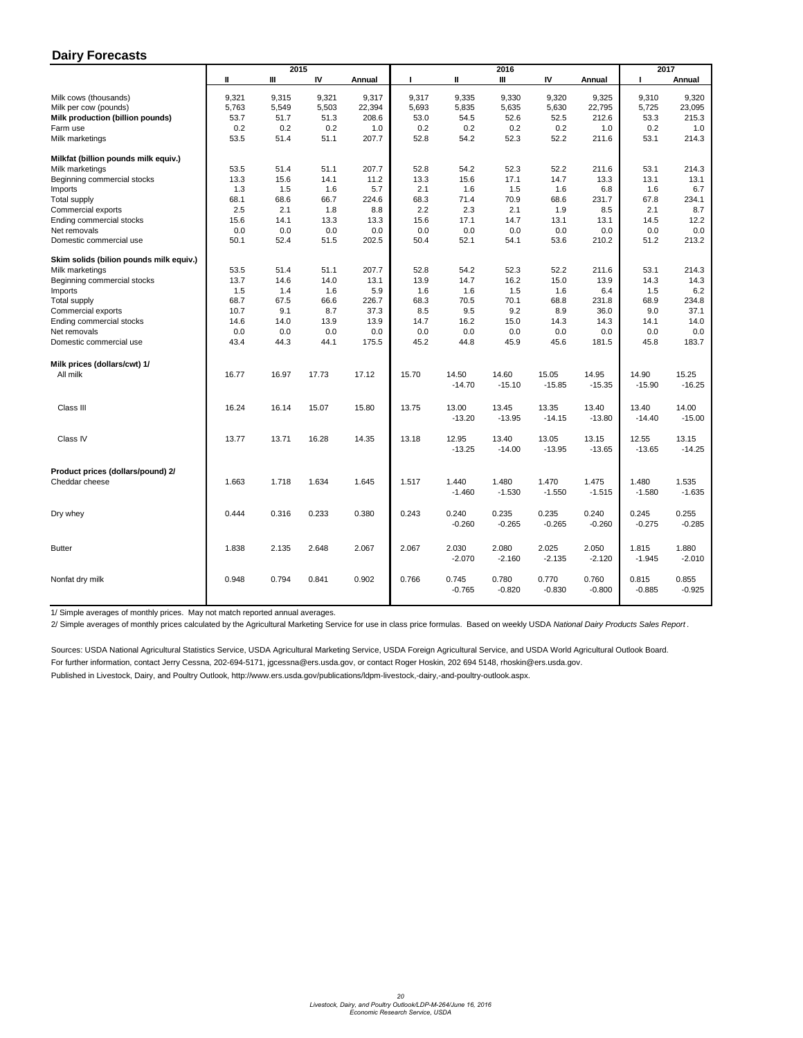## Dairy Forecasts

| | 2015 | | | | 2016 | | | | | 2017 | |
|---|---|---|---|---|---|---|---|---|---|---|---|
| | II | III | IV | Annual | I | II | III | IV | Annual | I | Annual |
| Milk cows (thousands) | 9,321 | 9,315 | 9,321 | 9,317 | 9,317 | 9,335 | 9,330 | 9,320 | 9,325 | 9,310 | 9,320 |
| Milk per cow (pounds) | 5,763 | 5,549 | 5,503 | 22,394 | 5,693 | 5,835 | 5,635 | 5,630 | 22,795 | 5,725 | 23,095 |
| **Milk production (billion pounds)** | 53.7 | 51.7 | 51.3 | 208.6 | 53.0 | 54.5 | 52.6 | 52.5 | 212.6 | 53.3 | 215.3 |
| Farm use | 0.2 | 0.2 | 0.2 | 1.0 | 0.2 | 0.2 | 0.2 | 0.2 | 1.0 | 0.2 | 1.0 |
| Milk marketings | 53.5 | 51.4 | 51.1 | 207.7 | 52.8 | 54.2 | 52.3 | 52.2 | 211.6 | 53.1 | 214.3 |
| **Milkfat (billion pounds milk equiv.)** | | | | | | | | | | | |
| Milk marketings | 53.5 | 51.4 | 51.1 | 207.7 | 52.8 | 54.2 | 52.3 | 52.2 | 211.6 | 53.1 | 214.3 |
| Beginning commercial stocks | 13.3 | 15.6 | 14.1 | 11.2 | 13.3 | 15.6 | 17.1 | 14.7 | 13.3 | 13.1 | 13.1 |
| Imports | 1.3 | 1.5 | 1.6 | 5.7 | 2.1 | 1.6 | 1.5 | 1.6 | 6.8 | 1.6 | 6.7 |
| Total supply | 68.1 | 68.6 | 66.7 | 224.6 | 68.3 | 71.4 | 70.9 | 68.6 | 231.7 | 67.8 | 234.1 |
| Commercial exports | 2.5 | 2.1 | 1.8 | 8.8 | 2.2 | 2.3 | 2.1 | 1.9 | 8.5 | 2.1 | 8.7 |
| Ending commercial stocks | 15.6 | 14.1 | 13.3 | 13.3 | 15.6 | 17.1 | 14.7 | 13.1 | 13.1 | 14.5 | 12.2 |
| Net removals | 0.0 | 0.0 | 0.0 | 0.0 | 0.0 | 0.0 | 0.0 | 0.0 | 0.0 | 0.0 | 0.0 |
| Domestic commercial use | 50.1 | 52.4 | 51.5 | 202.5 | 50.4 | 52.1 | 54.1 | 53.6 | 210.2 | 51.2 | 213.2 |
| **Skim solids (bilion pounds milk equiv.)** | | | | | | | | | | | |
| Milk marketings | 53.5 | 51.4 | 51.1 | 207.7 | 52.8 | 54.2 | 52.3 | 52.2 | 211.6 | 53.1 | 214.3 |
| Beginning commercial stocks | 13.7 | 14.6 | 14.0 | 13.1 | 13.9 | 14.7 | 16.2 | 15.0 | 13.9 | 14.3 | 14.3 |
| Imports | 1.5 | 1.4 | 1.6 | 5.9 | 1.6 | 1.6 | 1.5 | 1.6 | 6.4 | 1.5 | 6.2 |
| Total supply | 68.7 | 67.5 | 66.6 | 226.7 | 68.3 | 70.5 | 70.1 | 68.8 | 231.8 | 68.9 | 234.8 |
| Commercial exports | 10.7 | 9.1 | 8.7 | 37.3 | 8.5 | 9.5 | 9.2 | 8.9 | 36.0 | 9.0 | 37.1 |
| Ending commercial stocks | 14.6 | 14.0 | 13.9 | 13.9 | 14.7 | 16.2 | 15.0 | 14.3 | 14.3 | 14.1 | 14.0 |
| Net removals | 0.0 | 0.0 | 0.0 | 0.0 | 0.0 | 0.0 | 0.0 | 0.0 | 0.0 | 0.0 | 0.0 |
| Domestic commercial use | 43.4 | 44.3 | 44.1 | 175.5 | 45.2 | 44.8 | 45.9 | 45.6 | 181.5 | 45.8 | 183.7 |
| **Milk prices (dollars/cwt) 1/** | | | | | | | | | | | |
| All milk | 16.77 | 16.97 | 17.73 | 17.12 | 15.70 | 14.50 -14.70 | 14.60 -15.10 | 15.05 -15.85 | 14.95 -15.35 | 14.90 -15.90 | 15.25 -16.25 |
| Class III | 16.24 | 16.14 | 15.07 | 15.80 | 13.75 | 13.00 -13.20 | 13.45 -13.95 | 13.35 -14.15 | 13.40 -13.80 | 13.40 -14.40 | 14.00 -15.00 |
| Class IV | 13.77 | 13.71 | 16.28 | 14.35 | 13.18 | 12.95 -13.25 | 13.40 -14.00 | 13.05 -13.95 | 13.15 -13.65 | 12.55 -13.65 | 13.15 -14.25 |
| **Product prices (dollars/pound) 2/** | | | | | | | | | | | |
| Cheddar cheese | 1.663 | 1.718 | 1.634 | 1.645 | 1.517 | 1.440 -1.460 | 1.480 -1.530 | 1.470 -1.550 | 1.475 -1.515 | 1.480 -1.580 | 1.535 -1.635 |
| Dry whey | 0.444 | 0.316 | 0.233 | 0.380 | 0.243 | 0.240 -0.260 | 0.235 -0.265 | 0.235 -0.265 | 0.240 -0.260 | 0.245 -0.275 | 0.255 -0.285 |
| Butter | 1.838 | 2.135 | 2.648 | 2.067 | 2.067 | 2.030 -2.070 | 2.080 -2.160 | 2.025 -2.135 | 2.050 -2.120 | 1.815 -1.945 | 1.880 -2.010 |
| Nonfat dry milk | 0.948 | 0.794 | 0.841 | 0.902 | 0.766 | 0.745 -0.765 | 0.780 -0.820 | 0.770 -0.830 | 0.760 -0.800 | 0.815 -0.885 | 0.855 -0.925 |

1/ Simple averages of monthly prices. May not match reported annual averages.

2/ Simple averages of monthly prices calculated by the Agricultural Marketing Service for use in class price formulas. Based on weekly USDA *National Dairy Products Sales Report*.

Sources: USDA National Agricultural Statistics Service, USDA Agricultural Marketing Service, USDA Foreign Agricultural Service, and USDA World Agricultural Outlook Board.

For further information, contact Jerry Cessna, 202-694-5171, jgcessna@ers.usda.gov, or contact Roger Hoskin, 202 694 5148, rhoskin@ers.usda.gov.

Published in Livestock, Dairy, and Poultry Outlook, http://www.ers.usda.gov/publications/ldpm-livestock,-dairy,-and-poultry-outlook.aspx.